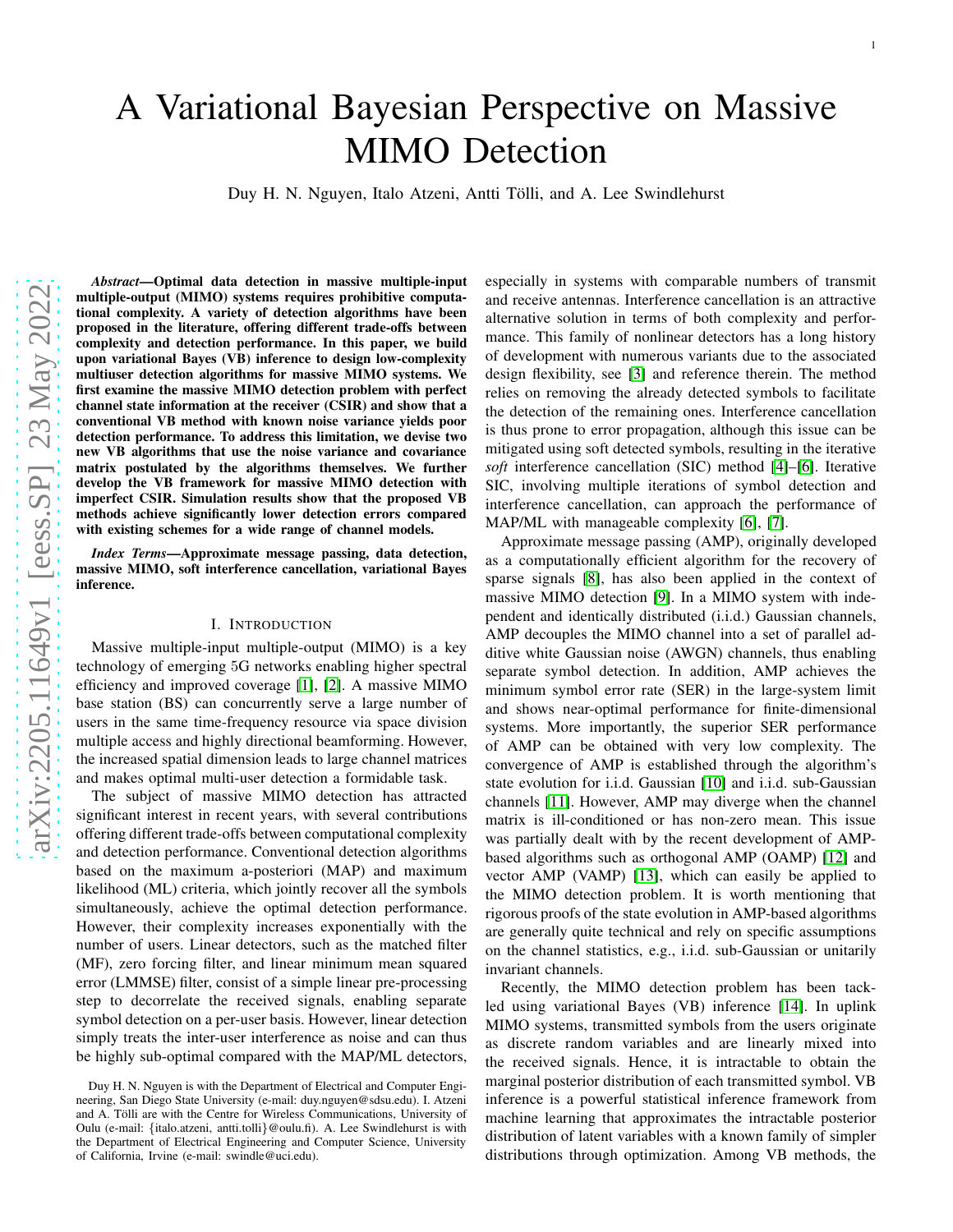# A Variational Bayesian Perspective on Massive MIMO Detection

Duy H. N. Nguyen, Italo Atzeni, Antti Tölli, and A. Lee Swindlehurst

***Abstract*—Optimal data detection in massive multiple-input multiple-output (MIMO) systems requires prohibitive computational complexity. A variety of detection algorithms have been proposed in the literature, offering different trade-offs between complexity and detection performance. In this paper, we build upon variational Bayes (VB) inference to design low-complexity multiuser detection algorithms for massive MIMO systems. We first examine the massive MIMO detection problem with perfect channel state information at the receiver (CSIR) and show that a conventional VB method with known noise variance yields poor detection performance. To address this limitation, we devise two new VB algorithms that use the noise variance and covariance matrix postulated by the algorithms themselves. We further develop the VB framework for massive MIMO detection with imperfect CSIR. Simulation results show that the proposed VB methods achieve significantly lower detection errors compared with existing schemes for a wide range of channel models.**

***Index Terms*—Approximate message passing, data detection, massive MIMO, soft interference cancellation, variational Bayes inference.**

## I. Introduction

Massive multiple-input multiple-output (MIMO) is a key technology of emerging 5G networks enabling higher spectral efficiency and improved coverage [1], [2]. A massive MIMO base station (BS) can concurrently serve a large number of users in the same time-frequency resource via space division multiple access and highly directional beamforming. However, the increased spatial dimension leads to large channel matrices and makes optimal multi-user detection a formidable task.

The subject of massive MIMO detection has attracted significant interest in recent years, with several contributions offering different trade-offs between computational complexity and detection performance. Conventional detection algorithms based on the maximum a-posteriori (MAP) and maximum likelihood (ML) criteria, which jointly recover all the symbols simultaneously, achieve the optimal detection performance. However, their complexity increases exponentially with the number of users. Linear detectors, such as the matched filter (MF), zero forcing filter, and linear minimum mean squared error (LMMSE) filter, consist of a simple linear pre-processing step to decorrelate the received signals, enabling separate symbol detection on a per-user basis. However, linear detection simply treats the inter-user interference as noise and can thus be highly sub-optimal compared with the MAP/ML detectors, especially in systems with comparable numbers of transmit and receive antennas. Interference cancellation is an attractive alternative solution in terms of both complexity and performance. This family of nonlinear detectors has a long history of development with numerous variants due to the associated design flexibility, see [3] and reference therein. The method relies on removing the already detected symbols to facilitate the detection of the remaining ones. Interference cancellation is thus prone to error propagation, although this issue can be mitigated using soft detected symbols, resulting in the iterative *soft* interference cancellation (SIC) method [4]–[6]. Iterative SIC, involving multiple iterations of symbol detection and interference cancellation, can approach the performance of MAP/ML with manageable complexity [6], [7].

Approximate message passing (AMP), originally developed as a computationally efficient algorithm for the recovery of sparse signals [8], has also been applied in the context of massive MIMO detection [9]. In a MIMO system with independent and identically distributed (i.i.d.) Gaussian channels, AMP decouples the MIMO channel into a set of parallel additive white Gaussian noise (AWGN) channels, thus enabling separate symbol detection. In addition, AMP achieves the minimum symbol error rate (SER) in the large-system limit and shows near-optimal performance for finite-dimensional systems. More importantly, the superior SER performance of AMP can be obtained with very low complexity. The convergence of AMP is established through the algorithm's state evolution for i.i.d. Gaussian [10] and i.i.d. sub-Gaussian channels [11]. However, AMP may diverge when the channel matrix is ill-conditioned or has non-zero mean. This issue was partially dealt with by the recent development of AMP-based algorithms such as orthogonal AMP (OAMP) [12] and vector AMP (VAMP) [13], which can easily be applied to the MIMO detection problem. It is worth mentioning that rigorous proofs of the state evolution in AMP-based algorithms are generally quite technical and rely on specific assumptions on the channel statistics, e.g., i.i.d. sub-Gaussian or unitarily invariant channels.

Recently, the MIMO detection problem has been tackled using variational Bayes (VB) inference [14]. In uplink MIMO systems, transmitted symbols from the users originate as discrete random variables and are linearly mixed into the received signals. Hence, it is intractable to obtain the marginal posterior distribution of each transmitted symbol. VB inference is a powerful statistical inference framework from machine learning that approximates the intractable posterior distribution of latent variables with a known family of simpler distributions through optimization. Among VB methods, the

Duy H. N. Nguyen is with the Department of Electrical and Computer Engineering, San Diego State University (e-mail: duy.nguyen@sdsu.edu). I. Atzeni and A. Tölli are with the Centre for Wireless Communications, University of Oulu (e-mail: {italo.atzeni, antti.tolli}@oulu.fi). A. Lee Swindlehurst is with the Department of Electrical Engineering and Computer Science, University of California, Irvine (e-mail: swindle@uci.edu).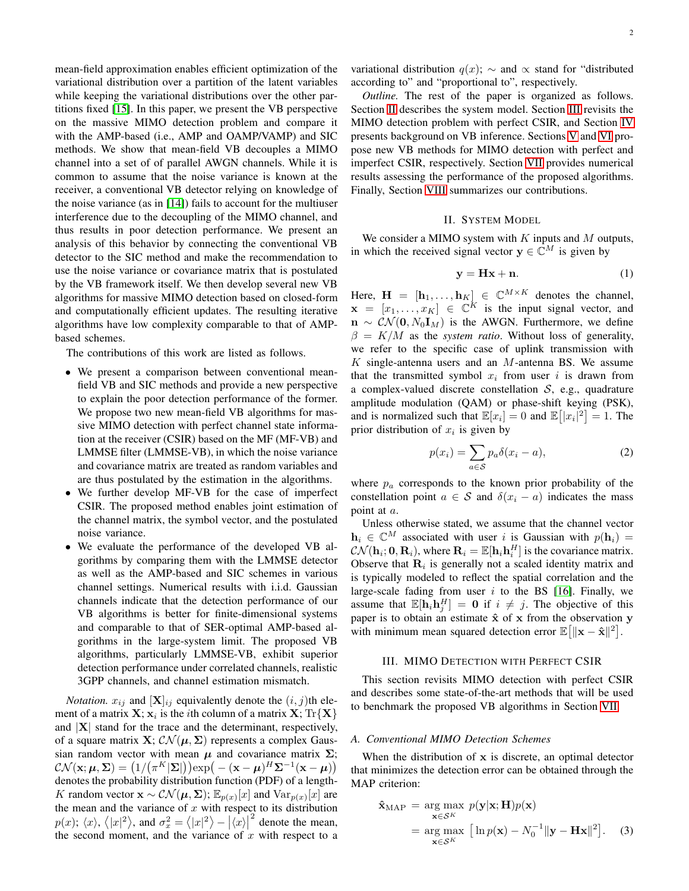mean-field approximation enables efficient optimization of the variational distribution over a partition of the latent variables while keeping the variational distributions over the other partitions fixed [15]. In this paper, we present the VB perspective on the massive MIMO detection problem and compare it with the AMP-based (i.e., AMP and OAMP/VAMP) and SIC methods. We show that mean-field VB decouples a MIMO channel into a set of parallel AWGN channels. While it is common to assume that the noise variance is known at the receiver, a conventional VB detector relying on knowledge of the noise variance (as in [14]) fails to account for the multiuser interference due to the decoupling of the MIMO channel, and thus results in poor detection performance. We present an analysis of this behavior by connecting the conventional VB detector to the SIC method and make the recommendation to use the noise variance or covariance matrix that is postulated by the VB framework itself. We then develop several new VB algorithms for massive MIMO detection based on closed-form and computationally efficient updates. The resulting iterative algorithms have low complexity comparable to that of AMP-based schemes.

The contributions of this work are listed as follows.

- We present a comparison between conventional mean-field VB and SIC methods and provide a new perspective to explain the poor detection performance of the former. We propose two new mean-field VB algorithms for massive MIMO detection with perfect channel state information at the receiver (CSIR) based on the MF (MF-VB) and LMMSE filter (LMMSE-VB), in which the noise variance and covariance matrix are treated as random variables and are thus postulated by the estimation in the algorithms.
- We further develop MF-VB for the case of imperfect CSIR. The proposed method enables joint estimation of the channel matrix, the symbol vector, and the postulated noise variance.
- We evaluate the performance of the developed VB algorithms by comparing them with the LMMSE detector as well as the AMP-based and SIC schemes in various channel settings. Numerical results with i.i.d. Gaussian channels indicate that the detection performance of our VB algorithms is better for finite-dimensional systems and comparable to that of SER-optimal AMP-based algorithms in the large-system limit. The proposed VB algorithms, particularly LMMSE-VB, exhibit superior detection performance under correlated channels, realistic 3GPP channels, and channel estimation mismatch.

*Notation.* $x_{ij}$ and $[\mathbf{X}]_{ij}$ equivalently denote the $(i,j)$th element of a matrix $\mathbf{X}$; $\mathbf{x}_i$ is the $i$th column of a matrix $\mathbf{X}$; $\text{Tr}\{\mathbf{X}\}$ and $|\mathbf{X}|$ stand for the trace and the determinant, respectively, of a square matrix $\mathbf{X}$; $\mathcal{CN}(\boldsymbol{\mu},\boldsymbol{\Sigma})$ represents a complex Gaussian random vector with mean $\boldsymbol{\mu}$ and covariance matrix $\boldsymbol{\Sigma}$; $\mathcal{CN}(\mathbf{x};\boldsymbol{\mu},\boldsymbol{\Sigma}) = \big(1/\big(\pi^K|\boldsymbol{\Sigma}|\big)\big)\exp\big(-(\mathbf{x}-\boldsymbol{\mu})^H\boldsymbol{\Sigma}^{-1}(\mathbf{x}-\boldsymbol{\mu})\big)$ denotes the probability distribution function (PDF) of a length-$K$ random vector $\mathbf{x}\sim\mathcal{CN}(\boldsymbol{\mu},\boldsymbol{\Sigma})$; $\mathbb{E}_{p(x)}[x]$ and $\text{Var}_{p(x)}[x]$ are the mean and the variance of $x$ with respect to its distribution $p(x)$; $\langle x\rangle$, $\langle |x|^2\rangle$, and $\sigma_x^2 = \langle |x|^2\rangle - \big|\langle x\rangle\big|^2$ denote the mean, the second moment, and the variance of $x$ with respect to a variational distribution $q(x)$; $\sim$ and $\propto$ stand for "distributed according to" and "proportional to", respectively.

*Outline.* The rest of the paper is organized as follows. Section II describes the system model. Section III revisits the MIMO detection problem with perfect CSIR, and Section IV presents background on VB inference. Sections V and VI propose new VB methods for MIMO detection with perfect and imperfect CSIR, respectively. Section VII provides numerical results assessing the performance of the proposed algorithms. Finally, Section VIII summarizes our contributions.

## II. System Model

We consider a MIMO system with $K$ inputs and $M$ outputs, in which the received signal vector $\mathbf{y}\in\mathbb{C}^M$ is given by

$$\mathbf{y} = \mathbf{H}\mathbf{x} + \mathbf{n}. \tag{1}$$

Here, $\mathbf{H} = [\mathbf{h}_1,\ldots,\mathbf{h}_K] \in \mathbb{C}^{M\times K}$ denotes the channel, $\mathbf{x} = [x_1,\ldots,x_K] \in \mathbb{C}^K$ is the input signal vector, and $\mathbf{n}\sim\mathcal{CN}(\mathbf{0},N_0\mathbf{I}_M)$ is the AWGN. Furthermore, we define $\beta = K/M$ as the *system ratio*. Without loss of generality, we refer to the specific case of uplink transmission with $K$ single-antenna users and an $M$-antenna BS. We assume that the transmitted symbol $x_i$ from user $i$ is drawn from a complex-valued discrete constellation $\mathcal{S}$, e.g., quadrature amplitude modulation (QAM) or phase-shift keying (PSK), and is normalized such that $\mathbb{E}[x_i] = 0$ and $\mathbb{E}\big[|x_i|^2\big] = 1$. The prior distribution of $x_i$ is given by

$$p(x_i) = \sum_{a\in\mathcal{S}} p_a\delta(x_i - a), \tag{2}$$

where $p_a$ corresponds to the known prior probability of the constellation point $a\in\mathcal{S}$ and $\delta(x_i - a)$ indicates the mass point at $a$.

Unless otherwise stated, we assume that the channel vector $\mathbf{h}_i\in\mathbb{C}^M$ associated with user $i$ is Gaussian with $p(\mathbf{h}_i) = \mathcal{CN}(\mathbf{h}_i;\mathbf{0},\mathbf{R}_i)$, where $\mathbf{R}_i = \mathbb{E}[\mathbf{h}_i\mathbf{h}_i^H]$ is the covariance matrix. Observe that $\mathbf{R}_i$ is generally not a scaled identity matrix and is typically modeled to reflect the spatial correlation and the large-scale fading from user $i$ to the BS [16]. Finally, we assume that $\mathbb{E}[\mathbf{h}_i\mathbf{h}_j^H] = \mathbf{0}$ if $i\neq j$. The objective of this paper is to obtain an estimate $\hat{\mathbf{x}}$ of $\mathbf{x}$ from the observation $\mathbf{y}$ with minimum mean squared detection error $\mathbb{E}\big[\|\mathbf{x}-\hat{\mathbf{x}}\|^2\big]$.

## III. MIMO Detection with Perfect CSIR

This section revisits MIMO detection with perfect CSIR and describes some state-of-the-art methods that will be used to benchmark the proposed VB algorithms in Section VII.

### A. Conventional MIMO Detection Schemes

When the distribution of $\mathbf{x}$ is discrete, an optimal detector that minimizes the detection error can be obtained through the MAP criterion:

$$\begin{aligned}\hat{\mathbf{x}}_{\text{MAP}} &= \underset{\mathbf{x}\in\mathcal{S}^K}{\arg\max}\ p(\mathbf{y}|\mathbf{x};\mathbf{H})p(\mathbf{x}) \\ &= \underset{\mathbf{x}\in\mathcal{S}^K}{\arg\max}\ \big[\ln p(\mathbf{x}) - N_0^{-1}\|\mathbf{y}-\mathbf{H}\mathbf{x}\|^2\big].\end{aligned} \tag{3}$$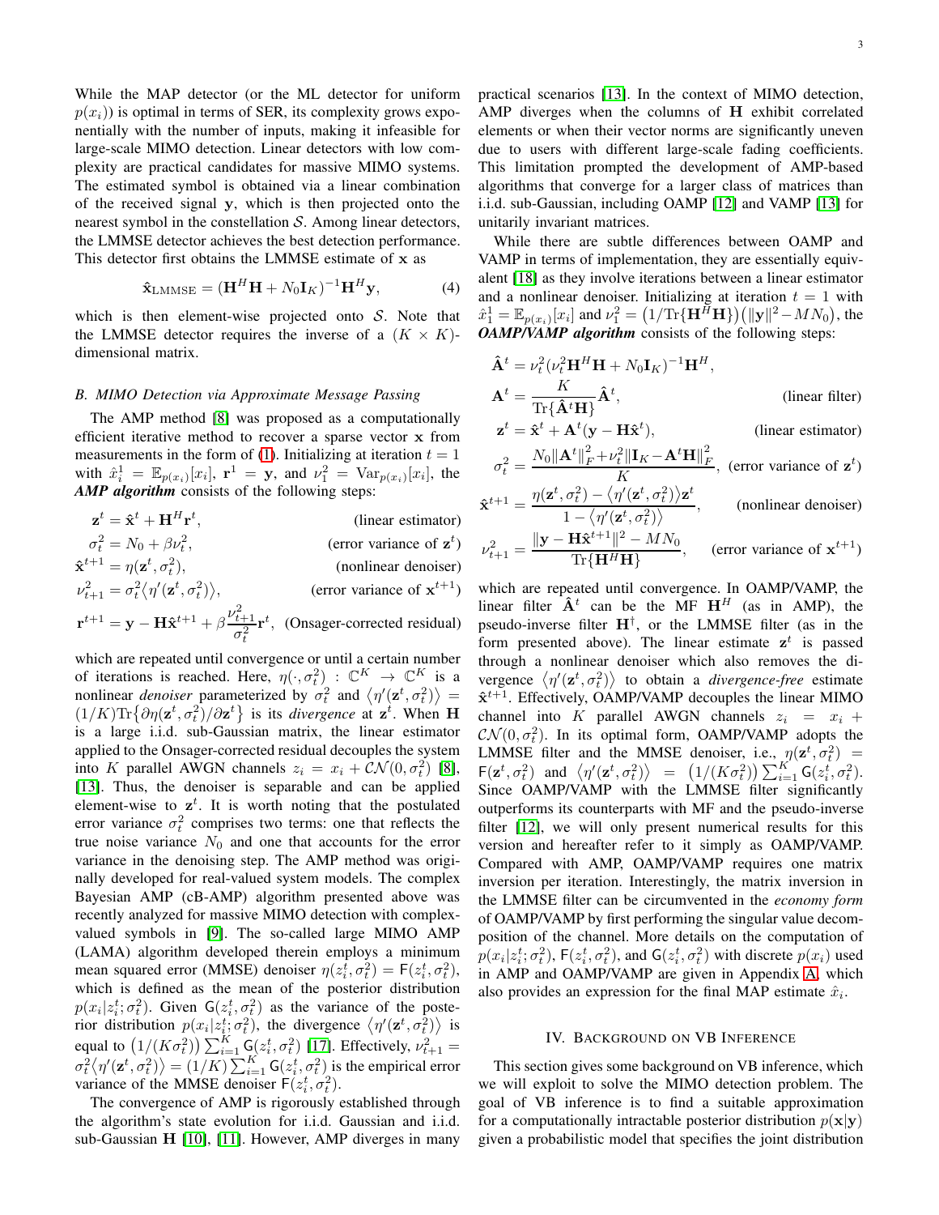While the MAP detector (or the ML detector for uniform $p(x_i)$) is optimal in terms of SER, its complexity grows exponentially with the number of inputs, making it infeasible for large-scale MIMO detection. Linear detectors with low complexity are practical candidates for massive MIMO systems. The estimated symbol is obtained via a linear combination of the received signal $\mathbf{y}$, which is then projected onto the nearest symbol in the constellation $\mathcal{S}$. Among linear detectors, the LMMSE detector achieves the best detection performance. This detector first obtains the LMMSE estimate of $\mathbf{x}$ as

$$\hat{\mathbf{x}}_{\text{LMMSE}} = (\mathbf{H}^H\mathbf{H} + N_0\mathbf{I}_K)^{-1}\mathbf{H}^H\mathbf{y}, \tag{4}$$

which is then element-wise projected onto $\mathcal{S}$. Note that the LMMSE detector requires the inverse of a $(K \times K)$-dimensional matrix.

### B. MIMO Detection via Approximate Message Passing

The AMP method [8] was proposed as a computationally efficient iterative method to recover a sparse vector $\mathbf{x}$ from measurements in the form of (1). Initializing at iteration $t = 1$ with $\hat{x}_i^1 = \mathbb{E}_{p(x_i)}[x_i]$, $\mathbf{r}^1 = \mathbf{y}$, and $\nu_1^2 = \text{Var}_{p(x_i)}[x_i]$, the ***AMP algorithm*** consists of the following steps:

$$\begin{aligned}
\mathbf{z}^t &= \hat{\mathbf{x}}^t + \mathbf{H}^H\mathbf{r}^t, && \text{(linear estimator)}\\
\sigma_t^2 &= N_0 + \beta\nu_t^2, && \text{(error variance of } \mathbf{z}^t\text{)}\\
\hat{\mathbf{x}}^{t+1} &= \eta(\mathbf{z}^t, \sigma_t^2), && \text{(nonlinear denoiser)}\\
\nu_{t+1}^2 &= \sigma_t^2\langle\eta'(\mathbf{z}^t, \sigma_t^2)\rangle, && \text{(error variance of } \mathbf{x}^{t+1}\text{)}\\
\mathbf{r}^{t+1} &= \mathbf{y} - \mathbf{H}\hat{\mathbf{x}}^{t+1} + \beta\frac{\nu_{t+1}^2}{\sigma_t^2}\mathbf{r}^t, && \text{(Onsager-corrected residual)}
\end{aligned}$$

which are repeated until convergence or until a certain number of iterations is reached. Here, $\eta(\cdot, \sigma_t^2) : \mathbb{C}^K \rightarrow \mathbb{C}^K$ is a nonlinear *denoiser* parameterized by $\sigma_t^2$ and $\langle\eta'(\mathbf{z}^t, \sigma_t^2)\rangle = (1/K)\text{Tr}\{\partial\eta(\mathbf{z}^t, \sigma_t^2)/\partial\mathbf{z}^t\}$ is its *divergence* at $\mathbf{z}^t$. When $\mathbf{H}$ is a large i.i.d. sub-Gaussian matrix, the linear estimator applied to the Onsager-corrected residual decouples the system into $K$ parallel AWGN channels $z_i = x_i + \mathcal{CN}(0, \sigma_t^2)$ [8], [13]. Thus, the denoiser is separable and can be applied element-wise to $\mathbf{z}^t$. It is worth noting that the postulated error variance $\sigma_t^2$ comprises two terms: one that reflects the true noise variance $N_0$ and one that accounts for the error variance in the denoising step. The AMP method was originally developed for real-valued system models. The complex Bayesian AMP (cB-AMP) algorithm presented above was recently analyzed for massive MIMO detection with complex-valued symbols in [9]. The so-called large MIMO AMP (LAMA) algorithm developed therein employs a minimum mean squared error (MMSE) denoiser $\eta(z_i^t, \sigma_t^2) = \mathsf{F}(z_i^t, \sigma_t^2)$, which is defined as the mean of the posterior distribution $p(x_i|z_i^t; \sigma_t^2)$. Given $\mathsf{G}(z_i^t, \sigma_t^2)$ as the variance of the posterior distribution $p(x_i|z_i^t; \sigma_t^2)$, the divergence $\langle\eta'(\mathbf{z}^t, \sigma_t^2)\rangle$ is equal to $\big(1/(K\sigma_t^2)\big)\sum_{i=1}^K \mathsf{G}(z_i^t, \sigma_t^2)$ [17]. Effectively, $\nu_{t+1}^2 = \sigma_t^2\langle\eta'(\mathbf{z}^t, \sigma_t^2)\rangle = (1/K)\sum_{i=1}^K \mathsf{G}(z_i^t, \sigma_t^2)$ is the empirical error variance of the MMSE denoiser $\mathsf{F}(z_i^t, \sigma_t^2)$.

The convergence of AMP is rigorously established through the algorithm's state evolution for i.i.d. Gaussian and i.i.d. sub-Gaussian $\mathbf{H}$ [10], [11]. However, AMP diverges in many practical scenarios [13]. In the context of MIMO detection, AMP diverges when the columns of $\mathbf{H}$ exhibit correlated elements or when their vector norms are significantly uneven due to users with different large-scale fading coefficients. This limitation prompted the development of AMP-based algorithms that converge for a larger class of matrices than i.i.d. sub-Gaussian, including OAMP [12] and VAMP [13] for unitarily invariant matrices.

While there are subtle differences between OAMP and VAMP in terms of implementation, they are essentially equivalent [18] as they involve iterations between a linear estimator and a nonlinear denoiser. Initializing at iteration $t = 1$ with $\hat{x}_i^1 = \mathbb{E}_{p(x_i)}[x_i]$ and $\nu_1^2 = \big(1/\text{Tr}\{\mathbf{H}^H\mathbf{H}\}\big)\big(\|\mathbf{y}\|^2 - MN_0\big)$, the ***OAMP/VAMP algorithm*** consists of the following steps:

$$\begin{aligned}
\hat{\mathbf{A}}^t &= \nu_t^2(\nu_t^2\mathbf{H}^H\mathbf{H} + N_0\mathbf{I}_K)^{-1}\mathbf{H}^H,\\
\mathbf{A}^t &= \frac{K}{\text{Tr}\{\hat{\mathbf{A}}^t\mathbf{H}\}}\hat{\mathbf{A}}^t, && \text{(linear filter)}\\
\mathbf{z}^t &= \hat{\mathbf{x}}^t + \mathbf{A}^t(\mathbf{y} - \mathbf{H}\hat{\mathbf{x}}^t), && \text{(linear estimator)}\\
\sigma_t^2 &= \frac{N_0\|\mathbf{A}^t\|_F^2 + \nu_t^2\|\mathbf{I}_K - \mathbf{A}^t\mathbf{H}\|_F^2}{K}, && \text{(error variance of } \mathbf{z}^t\text{)}\\
\hat{\mathbf{x}}^{t+1} &= \frac{\eta(\mathbf{z}^t, \sigma_t^2) - \langle\eta'(\mathbf{z}^t, \sigma_t^2)\rangle\mathbf{z}^t}{1 - \langle\eta'(\mathbf{z}^t, \sigma_t^2)\rangle}, && \text{(nonlinear denoiser)}\\
\nu_{t+1}^2 &= \frac{\|\mathbf{y} - \mathbf{H}\hat{\mathbf{x}}^{t+1}\|^2 - MN_0}{\text{Tr}\{\mathbf{H}^H\mathbf{H}\}}, && \text{(error variance of } \mathbf{x}^{t+1}\text{)}
\end{aligned}$$

which are repeated until convergence. In OAMP/VAMP, the linear filter $\hat{\mathbf{A}}^t$ can be the MF $\mathbf{H}^H$ (as in AMP), the pseudo-inverse filter $\mathbf{H}^\dagger$, or the LMMSE filter (as in the form presented above). The linear estimate $\mathbf{z}^t$ is passed through a nonlinear denoiser which also removes the divergence $\langle\eta'(\mathbf{z}^t, \sigma_t^2)\rangle$ to obtain a *divergence-free* estimate $\hat{\mathbf{x}}^{t+1}$. Effectively, OAMP/VAMP decouples the linear MIMO channel into $K$ parallel AWGN channels $z_i = x_i + \mathcal{CN}(0, \sigma_t^2)$. In its optimal form, OAMP/VAMP adopts the LMMSE filter and the MMSE denoiser, i.e., $\eta(\mathbf{z}^t, \sigma_t^2) = \mathsf{F}(\mathbf{z}^t, \sigma_t^2)$ and $\langle\eta'(\mathbf{z}^t, \sigma_t^2)\rangle = \big(1/(K\sigma_t^2)\big)\sum_{i=1}^K \mathsf{G}(z_i^t, \sigma_t^2)$. Since OAMP/VAMP with the LMMSE filter significantly outperforms its counterparts with MF and the pseudo-inverse filter [12], we will only present numerical results for this version and hereafter refer to it simply as OAMP/VAMP. Compared with AMP, OAMP/VAMP requires one matrix inversion per iteration. Interestingly, the matrix inversion in the LMMSE filter can be circumvented in the *economy form* of OAMP/VAMP by first performing the singular value decomposition of the channel. More details on the computation of $p(x_i|z_i^t; \sigma_t^2)$, $\mathsf{F}(z_i^t, \sigma_t^2)$, and $\mathsf{G}(z_i^t, \sigma_t^2)$ with discrete $p(x_i)$ used in AMP and OAMP/VAMP are given in Appendix A, which also provides an expression for the final MAP estimate $\hat{x}_i$.

## IV. Background on VB Inference

This section gives some background on VB inference, which we will exploit to solve the MIMO detection problem. The goal of VB inference is to find a suitable approximation for a computationally intractable posterior distribution $p(\mathbf{x}|\mathbf{y})$ given a probabilistic model that specifies the joint distribution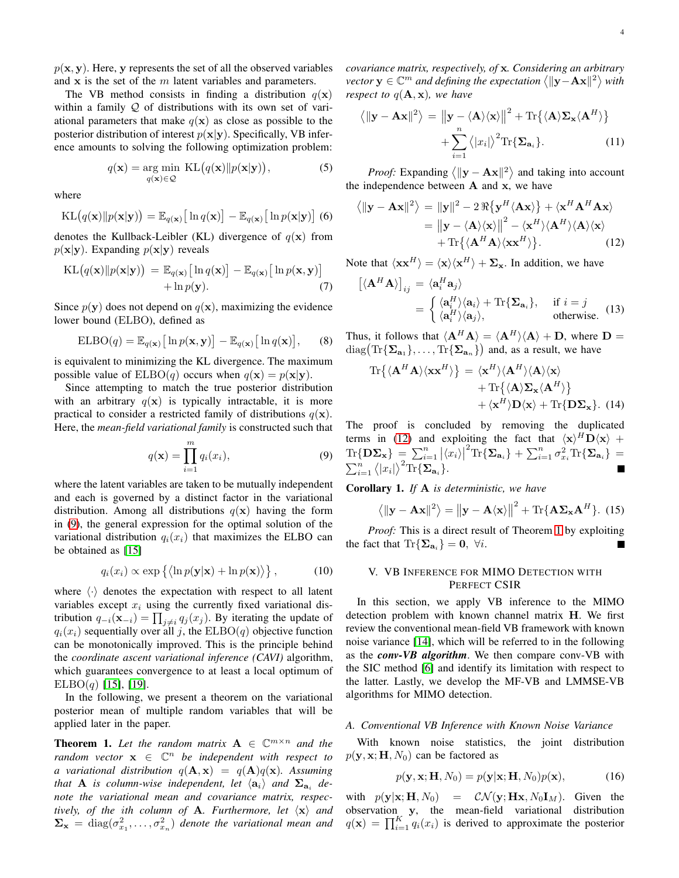$p(\mathbf{x}, \mathbf{y})$. Here, $\mathbf{y}$ represents the set of all the observed variables and $\mathbf{x}$ is the set of the $m$ latent variables and parameters.

The VB method consists in finding a distribution $q(\mathbf{x})$ within a family $\mathcal{Q}$ of distributions with its own set of variational parameters that make $q(\mathbf{x})$ as close as possible to the posterior distribution of interest $p(\mathbf{x}|\mathbf{y})$. Specifically, VB inference amounts to solving the following optimization problem:

$$q(\mathbf{x}) = \underset{q(\mathbf{x}) \in \mathcal{Q}}{\arg\min} \ \mathrm{KL}\big(q(\mathbf{x}) \| p(\mathbf{x}|\mathbf{y})\big), \tag{5}$$

where

$$\mathrm{KL}\big(q(\mathbf{x}) \| p(\mathbf{x}|\mathbf{y})\big) = \mathbb{E}_{q(\mathbf{x})}\big[\ln q(\mathbf{x})\big] - \mathbb{E}_{q(\mathbf{x})}\big[\ln p(\mathbf{x}|\mathbf{y})\big] \tag{6}$$

denotes the Kullback-Leibler (KL) divergence of $q(\mathbf{x})$ from $p(\mathbf{x}|\mathbf{y})$. Expanding $p(\mathbf{x}|\mathbf{y})$ reveals

$$\mathrm{KL}\big(q(\mathbf{x}) \| p(\mathbf{x}|\mathbf{y})\big) = \mathbb{E}_{q(\mathbf{x})}\big[\ln q(\mathbf{x})\big] - \mathbb{E}_{q(\mathbf{x})}\big[\ln p(\mathbf{x}, \mathbf{y})\big] + \ln p(\mathbf{y}). \tag{7}$$

Since $p(\mathbf{y})$ does not depend on $q(\mathbf{x})$, maximizing the evidence lower bound (ELBO), defined as

$$\mathrm{ELBO}(q) = \mathbb{E}_{q(\mathbf{x})}\big[\ln p(\mathbf{x}, \mathbf{y})\big] - \mathbb{E}_{q(\mathbf{x})}\big[\ln q(\mathbf{x})\big], \tag{8}$$

is equivalent to minimizing the KL divergence. The maximum possible value of $\mathrm{ELBO}(q)$ occurs when $q(\mathbf{x}) = p(\mathbf{x}|\mathbf{y})$.

Since attempting to match the true posterior distribution with an arbitrary $q(\mathbf{x})$ is typically intractable, it is more practical to consider a restricted family of distributions $q(\mathbf{x})$. Here, the *mean-field variational family* is constructed such that

$$q(\mathbf{x}) = \prod_{i=1}^{m} q_i(x_i), \tag{9}$$

where the latent variables are taken to be mutually independent and each is governed by a distinct factor in the variational distribution. Among all distributions $q(\mathbf{x})$ having the form in (9), the general expression for the optimal solution of the variational distribution $q_i(x_i)$ that maximizes the ELBO can be obtained as [15]

$$q_i(x_i) \propto \exp\left\{\left\langle \ln p(\mathbf{y}|\mathbf{x}) + \ln p(\mathbf{x})\right\rangle\right\}, \tag{10}$$

where $\langle \cdot \rangle$ denotes the expectation with respect to all latent variables except $x_i$ using the currently fixed variational distribution $q_{-i}(\mathbf{x}_{-i}) = \prod_{j \neq i} q_j(x_j)$. By iterating the update of $q_i(x_i)$ sequentially over all $j$, the $\mathrm{ELBO}(q)$ objective function can be monotonically improved. This is the principle behind the *coordinate ascent variational inference (CAVI)* algorithm, which guarantees convergence to at least a local optimum of $\mathrm{ELBO}(q)$ [15], [19].

In the following, we present a theorem on the variational posterior mean of multiple random variables that will be applied later in the paper.

**Theorem 1.** *Let the random matrix $\mathbf{A} \in \mathbb{C}^{m \times n}$ and the random vector $\mathbf{x} \in \mathbb{C}^n$ be independent with respect to a variational distribution $q(\mathbf{A}, \mathbf{x}) = q(\mathbf{A})q(\mathbf{x})$. Assuming that $\mathbf{A}$ is column-wise independent, let $\langle \mathbf{a}_i \rangle$ and $\mathbf{\Sigma}_{\mathbf{a}_i}$ denote the variational mean and covariance matrix, respectively, of the ith column of $\mathbf{A}$. Furthermore, let $\langle \mathbf{x} \rangle$ and $\mathbf{\Sigma}_{\mathbf{x}} = \mathrm{diag}(\sigma_{x_1}^2, \ldots, \sigma_{x_n}^2)$ denote the variational mean and covariance matrix, respectively, of $\mathbf{x}$. Considering an arbitrary vector $\mathbf{y} \in \mathbb{C}^m$ and defining the expectation $\langle \|\mathbf{y} - \mathbf{A}\mathbf{x}\|^2 \rangle$ with respect to $q(\mathbf{A}, \mathbf{x})$, we have*

$$\left\langle \|\mathbf{y} - \mathbf{A}\mathbf{x}\|^2 \right\rangle = \big\|\mathbf{y} - \langle \mathbf{A} \rangle \langle \mathbf{x} \rangle\big\|^2 + \mathrm{Tr}\big\{\langle \mathbf{A} \rangle \mathbf{\Sigma}_{\mathbf{x}} \langle \mathbf{A}^H \rangle\big\} + \sum_{i=1}^{n} \langle |x_i| \rangle^2 \mathrm{Tr}\{\mathbf{\Sigma}_{\mathbf{a}_i}\}. \tag{11}$$

*Proof:* Expanding $\langle \|\mathbf{y} - \mathbf{A}\mathbf{x}\|^2 \rangle$ and taking into account the independence between $\mathbf{A}$ and $\mathbf{x}$, we have

$$\begin{aligned} \left\langle \|\mathbf{y} - \mathbf{A}\mathbf{x}\|^2 \right\rangle &= \|\mathbf{y}\|^2 - 2\,\Re\{\mathbf{y}^H \langle \mathbf{A}\mathbf{x} \rangle\} + \langle \mathbf{x}^H \mathbf{A}^H \mathbf{A} \mathbf{x} \rangle \\ &= \big\|\mathbf{y} - \langle \mathbf{A} \rangle \langle \mathbf{x} \rangle\big\|^2 - \langle \mathbf{x}^H \rangle \langle \mathbf{A}^H \rangle \langle \mathbf{A} \rangle \langle \mathbf{x} \rangle \\ &\quad + \mathrm{Tr}\big\{\langle \mathbf{A}^H \mathbf{A} \rangle \langle \mathbf{x}\mathbf{x}^H \rangle\big\}. \end{aligned} \tag{12}$$

Note that $\langle \mathbf{x}\mathbf{x}^H \rangle = \langle \mathbf{x} \rangle \langle \mathbf{x}^H \rangle + \mathbf{\Sigma}_{\mathbf{x}}$. In addition, we have

$$\begin{aligned} \big[\langle \mathbf{A}^H \mathbf{A} \rangle\big]_{ij} &= \langle \mathbf{a}_i^H \mathbf{a}_j \rangle \\ &= \begin{cases} \langle \mathbf{a}_i^H \rangle \langle \mathbf{a}_i \rangle + \mathrm{Tr}\{\mathbf{\Sigma}_{\mathbf{a}_i}\}, & \text{if } i = j \\ \langle \mathbf{a}_i^H \rangle \langle \mathbf{a}_j \rangle, & \text{otherwise.} \end{cases} \end{aligned} \tag{13}$$

Thus, it follows that $\langle \mathbf{A}^H \mathbf{A} \rangle = \langle \mathbf{A}^H \rangle \langle \mathbf{A} \rangle + \mathbf{D}$, where $\mathbf{D} = \mathrm{diag}\big(\mathrm{Tr}\{\mathbf{\Sigma}_{\mathbf{a}_1}\}, \ldots, \mathrm{Tr}\{\mathbf{\Sigma}_{\mathbf{a}_n}\}\big)$ and, as a result, we have

$$\begin{aligned} \mathrm{Tr}\big\{\langle \mathbf{A}^H \mathbf{A} \rangle \langle \mathbf{x}\mathbf{x}^H \rangle\big\} &= \langle \mathbf{x}^H \rangle \langle \mathbf{A}^H \rangle \langle \mathbf{A} \rangle \langle \mathbf{x} \rangle \\ &\quad + \mathrm{Tr}\big\{\langle \mathbf{A} \rangle \mathbf{\Sigma}_{\mathbf{x}} \langle \mathbf{A}^H \rangle\big\} \\ &\quad + \langle \mathbf{x}^H \rangle \mathbf{D} \langle \mathbf{x} \rangle + \mathrm{Tr}\{\mathbf{D}\mathbf{\Sigma}_{\mathbf{x}}\}. \end{aligned} \tag{14}$$

The proof is concluded by removing the duplicated terms in (12) and exploiting the fact that $\langle \mathbf{x} \rangle^H \mathbf{D} \langle \mathbf{x} \rangle + \mathrm{Tr}\{\mathbf{D}\mathbf{\Sigma}_{\mathbf{x}}\} = \sum_{i=1}^{n} \big|\langle x_i \rangle\big|^2 \mathrm{Tr}\{\mathbf{\Sigma}_{\mathbf{a}_i}\} + \sum_{i=1}^{n} \sigma_{x_i}^2 \mathrm{Tr}\{\mathbf{\Sigma}_{\mathbf{a}_i}\} = \sum_{i=1}^{n} \langle |x_i| \rangle^2 \mathrm{Tr}\{\mathbf{\Sigma}_{\mathbf{a}_i}\}$. ∎

**Corollary 1.** *If $\mathbf{A}$ is deterministic, we have*

$$\left\langle \|\mathbf{y} - \mathbf{A}\mathbf{x}\|^2 \right\rangle = \big\|\mathbf{y} - \mathbf{A}\langle \mathbf{x} \rangle\big\|^2 + \mathrm{Tr}\{\mathbf{A}\mathbf{\Sigma}_{\mathbf{x}}\mathbf{A}^H\}. \tag{15}$$

*Proof:* This is a direct result of Theorem 1 by exploiting the fact that $\mathrm{Tr}\{\mathbf{\Sigma}_{\mathbf{a}_i}\} = \mathbf{0}$, $\forall i$. ∎

## V. VB Inference for MIMO Detection with Perfect CSIR

In this section, we apply VB inference to the MIMO detection problem with known channel matrix $\mathbf{H}$. We first review the conventional mean-field VB framework with known noise variance [14], which will be referred to in the following as the ***conv-VB algorithm***. We then compare conv-VB with the SIC method [6] and identify its limitation with respect to the latter. Lastly, we develop the MF-VB and LMMSE-VB algorithms for MIMO detection.

### A. Conventional VB Inference with Known Noise Variance

With known noise statistics, the joint distribution $p(\mathbf{y}, \mathbf{x}; \mathbf{H}, N_0)$ can be factored as

$$p(\mathbf{y}, \mathbf{x}; \mathbf{H}, N_0) = p(\mathbf{y}|\mathbf{x}; \mathbf{H}, N_0)p(\mathbf{x}), \tag{16}$$

with $p(\mathbf{y}|\mathbf{x}; \mathbf{H}, N_0) = \mathcal{CN}(\mathbf{y}; \mathbf{H}\mathbf{x}, N_0\mathbf{I}_M)$. Given the observation $\mathbf{y}$, the mean-field variational distribution $q(\mathbf{x}) = \prod_{i=1}^{K} q_i(x_i)$ is derived to approximate the posterior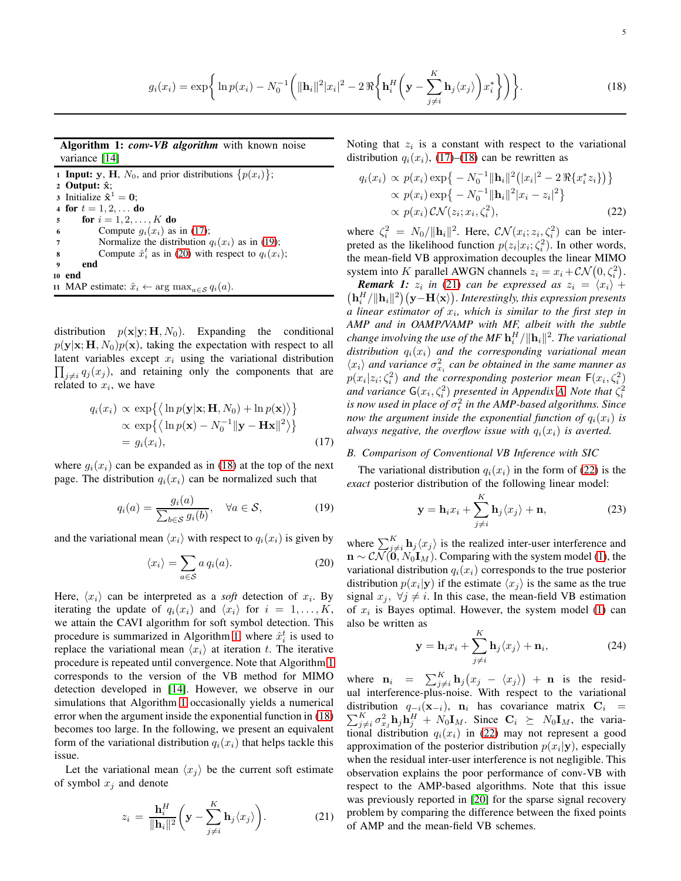$$g_i(x_i) = \exp\Bigg\{ \ln p(x_i) - N_0^{-1}\Bigg( \|\mathbf{h}_i\|^2 |x_i|^2 - 2\,\Re\Bigg\{ \mathbf{h}_i^H \Bigg( \mathbf{y} - \sum_{j \neq i}^{K} \mathbf{h}_j \langle x_j \rangle \Bigg) x_i^* \Bigg\} \Bigg) \Bigg\}. \tag{18}$$

**Algorithm 1:** ***conv-VB algorithm*** with known noise variance [14]

```
1  Input: y, H, N_0, and prior distributions {p(x_i)};
2  Output: x̂;
3  Initialize x̂^1 = 0;
4  for t = 1, 2, ... do
5      for i = 1, 2, ..., K do
6          Compute g_i(x_i) as in (17);
7          Normalize the distribution q_i(x_i) as in (19);
8          Compute x̂_i^t as in (20) with respect to q_i(x_i);
9      end
10 end
11 MAP estimate: x̂_i ← arg max_{a∈S} q_i(a).
```

distribution $p(\mathbf{x}|\mathbf{y};\mathbf{H},N_0)$. Expanding the conditional $p(\mathbf{y}|\mathbf{x};\mathbf{H},N_0)p(\mathbf{x})$, taking the expectation with respect to all latent variables except $x_i$ using the variational distribution $\prod_{j\neq i} q_j(x_j)$, and retaining only the components that are related to $x_i$, we have

$$\begin{aligned} q_i(x_i) &\propto \exp\big\{ \big\langle \ln p(\mathbf{y}|\mathbf{x};\mathbf{H},N_0) + \ln p(\mathbf{x}) \big\rangle \big\} \\ &\propto \exp\big\{ \big\langle \ln p(\mathbf{x}) - N_0^{-1}\|\mathbf{y}-\mathbf{H}\mathbf{x}\|^2 \big\rangle \big\} \\ &= g_i(x_i), \end{aligned} \tag{17}$$

where $g_i(x_i)$ can be expanded as in (18) at the top of the next page. The distribution $q_i(x_i)$ can be normalized such that

$$q_i(a) = \frac{g_i(a)}{\sum_{b\in\mathcal{S}} g_i(b)}, \quad \forall a \in \mathcal{S}, \tag{19}$$

and the variational mean $\langle x_i \rangle$ with respect to $q_i(x_i)$ is given by

$$\langle x_i \rangle = \sum_{a\in\mathcal{S}} a\, q_i(a). \tag{20}$$

Here, $\langle x_i \rangle$ can be interpreted as a *soft* detection of $x_i$. By iterating the update of $q_i(x_i)$ and $\langle x_i \rangle$ for $i = 1, \dots, K$, we attain the CAVI algorithm for soft symbol detection. This procedure is summarized in Algorithm 1, where $\hat{x}_i^t$ is used to replace the variational mean $\langle x_i \rangle$ at iteration $t$. The iterative procedure is repeated until convergence. Note that Algorithm 1 corresponds to the version of the VB method for MIMO detection developed in [14]. However, we observe in our simulations that Algorithm 1 occasionally yields a numerical error when the argument inside the exponential function in (18) becomes too large. In the following, we present an equivalent form of the variational distribution $q_i(x_i)$ that helps tackle this issue.

Let the variational mean $\langle x_j \rangle$ be the current soft estimate of symbol $x_j$ and denote

$$z_i = \frac{\mathbf{h}_i^H}{\|\mathbf{h}_i\|^2} \Bigg( \mathbf{y} - \sum_{j\neq i}^{K} \mathbf{h}_j \langle x_j \rangle \Bigg). \tag{21}$$

Noting that $z_i$ is a constant with respect to the variational distribution $q_i(x_i)$, (17)–(18) can be rewritten as

$$\begin{aligned} q_i(x_i) &\propto p(x_i) \exp\big\{ -N_0^{-1}\|\mathbf{h}_i\|^2 \big(|x_i|^2 - 2\,\Re\{x_i^* z_i\}\big) \big\} \\ &\propto p(x_i) \exp\big\{ -N_0^{-1}\|\mathbf{h}_i\|^2 |x_i - z_i|^2 \big\} \\ &\propto p(x_i)\, \mathcal{CN}(z_i; x_i, \zeta_i^2), \end{aligned} \tag{22}$$

where $\zeta_i^2 = N_0/\|\mathbf{h}_i\|^2$. Here, $\mathcal{CN}(x_i; z_i, \zeta_i^2)$ can be interpreted as the likelihood function $p(z_i|x_i;\zeta_i^2)$. In other words, the mean-field VB approximation decouples the linear MIMO system into $K$ parallel AWGN channels $z_i = x_i + \mathcal{CN}\big(0, \zeta_i^2\big)$.

***Remark 1:*** *$z_i$ in (21) can be expressed as $z_i = \langle x_i \rangle + \big(\mathbf{h}_i^H/\|\mathbf{h}_i\|^2\big)\big(\mathbf{y} - \mathbf{H}\langle \mathbf{x} \rangle\big)$. Interestingly, this expression presents a linear estimator of $x_i$, which is similar to the first step in AMP and in OAMP/VAMP with MF, albeit with the subtle change involving the use of the MF $\mathbf{h}_i^H/\|\mathbf{h}_i\|^2$. The variational distribution $q_i(x_i)$ and the corresponding variational mean $\langle x_i \rangle$ and variance $\sigma_{x_i}^2$ can be obtained in the same manner as $p(x_i|z_i;\zeta_i^2)$ and the corresponding posterior mean $\mathsf{F}(x_i,\zeta_i^2)$ and variance $\mathsf{G}(x_i,\zeta_i^2)$ presented in Appendix A. Note that $\zeta_i^2$ is now used in place of $\sigma_t^2$ in the AMP-based algorithms. Since now the argument inside the exponential function of $q_i(x_i)$ is always negative, the overflow issue with $q_i(x_i)$ is averted.*

### B. Comparison of Conventional VB Inference with SIC

The variational distribution $q_i(x_i)$ in the form of (22) is the *exact* posterior distribution of the following linear model:

$$\mathbf{y} = \mathbf{h}_i x_i + \sum_{j\neq i}^{K} \mathbf{h}_j \langle x_j \rangle + \mathbf{n}, \tag{23}$$

where $\sum_{j\neq i}^{K} \mathbf{h}_j \langle x_j \rangle$ is the realized inter-user interference and $\mathbf{n} \sim \mathcal{CN}(\mathbf{0}, N_0\mathbf{I}_M)$. Comparing with the system model (1), the variational distribution $q_i(x_i)$ corresponds to the true posterior distribution $p(x_i|\mathbf{y})$ if the estimate $\langle x_j \rangle$ is the same as the true signal $x_j$, $\forall j \neq i$. In this case, the mean-field VB estimation of $x_i$ is Bayes optimal. However, the system model (1) can also be written as

$$\mathbf{y} = \mathbf{h}_i x_i + \sum_{j\neq i}^{K} \mathbf{h}_j \langle x_j \rangle + \mathbf{n}_i, \tag{24}$$

where $\mathbf{n}_i = \sum_{j\neq i}^{K} \mathbf{h}_j\big(x_j - \langle x_j \rangle\big) + \mathbf{n}$ is the residual interference-plus-noise. With respect to the variational distribution $q_{-i}(\mathbf{x}_{-i})$, $\mathbf{n}_i$ has covariance matrix $\mathbf{C}_i = \sum_{j\neq i}^{K} \sigma_{x_j}^2 \mathbf{h}_j \mathbf{h}_j^H + N_0\mathbf{I}_M$. Since $\mathbf{C}_i \succeq N_0\mathbf{I}_M$, the variational distribution $q_i(x_i)$ in (22) may not represent a good approximation of the posterior distribution $p(x_i|\mathbf{y})$, especially when the residual inter-user interference is not negligible. This observation explains the poor performance of conv-VB with respect to the AMP-based algorithms. Note that this issue was previously reported in [20] for the sparse signal recovery problem by comparing the difference between the fixed points of AMP and the mean-field VB schemes.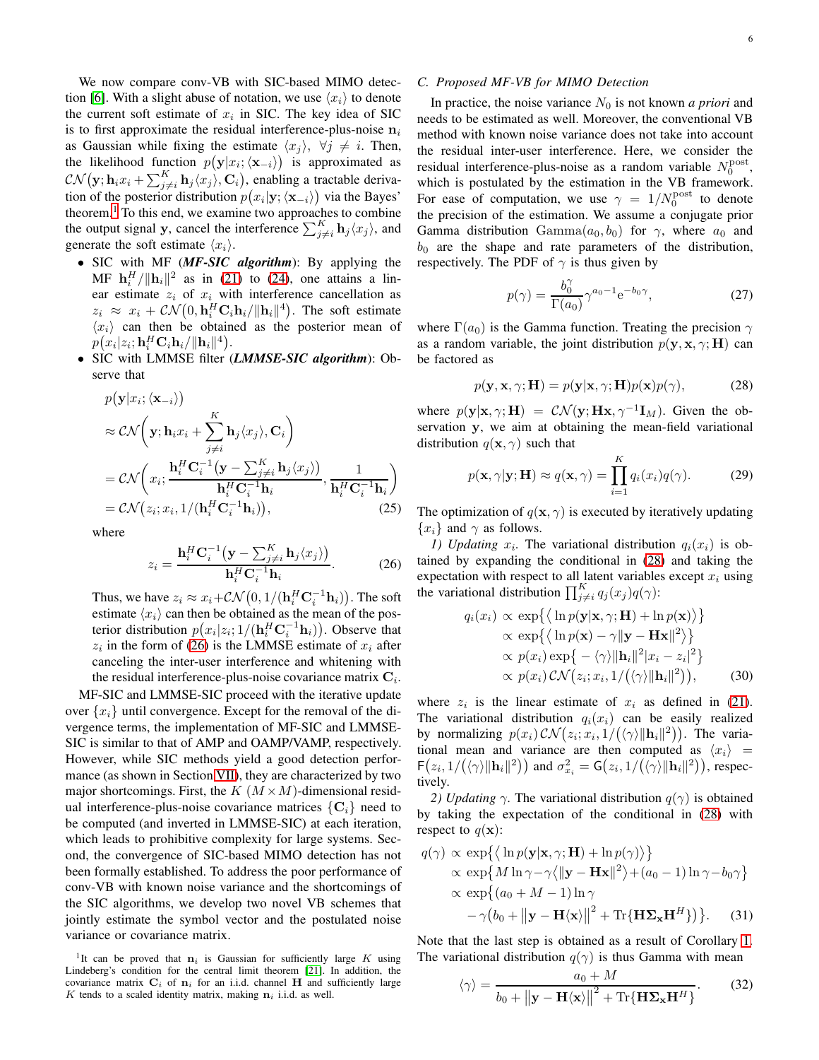We now compare conv-VB with SIC-based MIMO detection [6]. With a slight abuse of notation, we use $\langle x_i \rangle$ to denote the current soft estimate of $x_i$ in SIC. The key idea of SIC is to first approximate the residual interference-plus-noise $\mathbf{n}_i$ as Gaussian while fixing the estimate $\langle x_j \rangle$, $\forall j \neq i$. Then, the likelihood function $p\big(\mathbf{y}|x_i; \langle \mathbf{x}_{-i} \rangle\big)$ is approximated as $\mathcal{CN}\big(\mathbf{y}; \mathbf{h}_i x_i + \sum_{j\neq i}^{K} \mathbf{h}_j \langle x_j \rangle, \mathbf{C}_i\big)$, enabling a tractable derivation of the posterior distribution $p\big(x_i|\mathbf{y}; \langle \mathbf{x}_{-i} \rangle\big)$ via the Bayes' theorem.[1] To this end, we examine two approaches to combine the output signal $\mathbf{y}$, cancel the interference $\sum_{j\neq i}^{K} \mathbf{h}_j \langle x_j \rangle$, and generate the soft estimate $\langle x_i \rangle$.

- SIC with MF (***MF-SIC algorithm***): By applying the MF $\mathbf{h}_i^H/\|\mathbf{h}_i\|^2$ as in (21) to (24), one attains a linear estimate $z_i$ of $x_i$ with interference cancellation as $z_i \approx x_i + \mathcal{CN}\big(0, \mathbf{h}_i^H \mathbf{C}_i \mathbf{h}_i / \|\mathbf{h}_i\|^4\big)$. The soft estimate $\langle x_i \rangle$ can then be obtained as the posterior mean of $p\big(x_i|z_i; \mathbf{h}_i^H \mathbf{C}_i \mathbf{h}_i / \|\mathbf{h}_i\|^4\big)$.
- SIC with LMMSE filter (***LMMSE-SIC algorithm***): Observe that

$$
\begin{aligned}
& p\big(\mathbf{y}|x_i; \langle \mathbf{x}_{-i} \rangle\big) \\
& \approx \mathcal{CN}\bigg(\mathbf{y}; \mathbf{h}_i x_i + \sum_{j\neq i}^{K} \mathbf{h}_j \langle x_j \rangle, \mathbf{C}_i\bigg) \\
& = \mathcal{CN}\bigg(x_i; \frac{\mathbf{h}_i^H \mathbf{C}_i^{-1}\big(\mathbf{y} - \sum_{j\neq i}^{K} \mathbf{h}_j \langle x_j \rangle\big)}{\mathbf{h}_i^H \mathbf{C}_i^{-1} \mathbf{h}_i}, \frac{1}{\mathbf{h}_i^H \mathbf{C}_i^{-1} \mathbf{h}_i}\bigg) \\
& = \mathcal{CN}\big(z_i; x_i, 1/(\mathbf{h}_i^H \mathbf{C}_i^{-1} \mathbf{h}_i)\big), \qquad (25)
\end{aligned}
$$

  where

$$
z_i = \frac{\mathbf{h}_i^H \mathbf{C}_i^{-1}\big(\mathbf{y} - \sum_{j\neq i}^{K} \mathbf{h}_j \langle x_j \rangle\big)}{\mathbf{h}_i^H \mathbf{C}_i^{-1} \mathbf{h}_i}. \qquad (26)
$$

  Thus, we have $z_i \approx x_i + \mathcal{CN}\big(0, 1/(\mathbf{h}_i^H \mathbf{C}_i^{-1} \mathbf{h}_i)\big)$. The soft estimate $\langle x_i \rangle$ can then be obtained as the mean of the posterior distribution $p\big(x_i|z_i; 1/(\mathbf{h}_i^H \mathbf{C}_i^{-1} \mathbf{h}_i)\big)$. Observe that $z_i$ in the form of (26) is the LMMSE estimate of $x_i$ after canceling the inter-user interference and whitening with the residual interference-plus-noise covariance matrix $\mathbf{C}_i$.

MF-SIC and LMMSE-SIC proceed with the iterative update over $\{x_i\}$ until convergence. Except for the removal of the divergence terms, the implementation of MF-SIC and LMMSE-SIC is similar to that of AMP and OAMP/VAMP, respectively. However, while SIC methods yield a good detection performance (as shown in Section VII), they are characterized by two major shortcomings. First, the $K$ $(M\times M)$-dimensional residual interference-plus-noise covariance matrices $\{\mathbf{C}_i\}$ need to be computed (and inverted in LMMSE-SIC) at each iteration, which leads to prohibitive complexity for large systems. Second, the convergence of SIC-based MIMO detection has not been formally established. To address the poor performance of conv-VB with known noise variance and the shortcomings of the SIC algorithms, we develop two novel VB schemes that jointly estimate the symbol vector and the postulated noise variance or covariance matrix.

[1] It can be proved that $\mathbf{n}_i$ is Gaussian for sufficiently large $K$ using Lindeberg's condition for the central limit theorem [21]. In addition, the covariance matrix $\mathbf{C}_i$ of $\mathbf{n}_i$ for an i.i.d. channel $\mathbf{H}$ and sufficiently large $K$ tends to a scaled identity matrix, making $\mathbf{n}_i$ i.i.d. as well.

### C. Proposed MF-VB for MIMO Detection

In practice, the noise variance $N_0$ is not known *a priori* and needs to be estimated as well. Moreover, the conventional VB method with known noise variance does not take into account the residual inter-user interference. Here, we consider the residual interference-plus-noise as a random variable $N_0^{\text{post}}$, which is postulated by the estimation in the VB framework. For ease of computation, we use $\gamma = 1/N_0^{\text{post}}$ to denote the precision of the estimation. We assume a conjugate prior Gamma distribution $\text{Gamma}(a_0, b_0)$ for $\gamma$, where $a_0$ and $b_0$ are the shape and rate parameters of the distribution, respectively. The PDF of $\gamma$ is thus given by

$$
p(\gamma) = \frac{b_0^{\gamma}}{\Gamma(a_0)} \gamma^{a_0 - 1} \mathrm{e}^{-b_0 \gamma}, \qquad (27)
$$

where $\Gamma(a_0)$ is the Gamma function. Treating the precision $\gamma$ as a random variable, the joint distribution $p(\mathbf{y}, \mathbf{x}, \gamma; \mathbf{H})$ can be factored as

$$
p(\mathbf{y}, \mathbf{x}, \gamma; \mathbf{H}) = p(\mathbf{y}|\mathbf{x}, \gamma; \mathbf{H}) p(\mathbf{x}) p(\gamma), \qquad (28)
$$

where $p(\mathbf{y}|\mathbf{x}, \gamma; \mathbf{H}) = \mathcal{CN}(\mathbf{y}; \mathbf{H}\mathbf{x}, \gamma^{-1}\mathbf{I}_M)$. Given the observation $\mathbf{y}$, we aim at obtaining the mean-field variational distribution $q(\mathbf{x}, \gamma)$ such that

$$
p(\mathbf{x}, \gamma|\mathbf{y}; \mathbf{H}) \approx q(\mathbf{x}, \gamma) = \prod_{i=1}^{K} q_i(x_i) q(\gamma). \qquad (29)
$$

The optimization of $q(\mathbf{x}, \gamma)$ is executed by iteratively updating $\{x_i\}$ and $\gamma$ as follows.

*1) Updating $x_i$.* The variational distribution $q_i(x_i)$ is obtained by expanding the conditional in (28) and taking the expectation with respect to all latent variables except $x_i$ using the variational distribution $\prod_{j\neq i}^{K} q_j(x_j) q(\gamma)$:

$$
\begin{aligned}
q_i(x_i) & \propto \exp\big\{\big\langle \ln p(\mathbf{y}|\mathbf{x}, \gamma; \mathbf{H}) + \ln p(\mathbf{x})\big\rangle\big\} \\
& \propto \exp\big\{\big\langle \ln p(\mathbf{x}) - \gamma\|\mathbf{y} - \mathbf{H}\mathbf{x}\|^2\big\rangle\big\} \\
& \propto p(x_i) \exp\big\{-\langle\gamma\rangle\|\mathbf{h}_i\|^2 |x_i - z_i|^2\big\} \\
& \propto p(x_i)\, \mathcal{CN}\big(z_i; x_i, 1/\big(\langle\gamma\rangle\|\mathbf{h}_i\|^2\big)\big), \qquad (30)
\end{aligned}
$$

where $z_i$ is the linear estimate of $x_i$ as defined in (21). The variational distribution $q_i(x_i)$ can be easily realized by normalizing $p(x_i)\, \mathcal{CN}\big(z_i; x_i, 1/\big(\langle\gamma\rangle\|\mathbf{h}_i\|^2\big)\big)$. The variational mean and variance are then computed as $\langle x_i \rangle = \mathsf{F}\big(z_i, 1/\big(\langle\gamma\rangle\|\mathbf{h}_i\|^2\big)\big)$ and $\sigma_{x_i}^2 = \mathsf{G}\big(z_i, 1/\big(\langle\gamma\rangle\|\mathbf{h}_i\|^2\big)\big)$, respectively.

*2) Updating $\gamma$.* The variational distribution $q(\gamma)$ is obtained by taking the expectation of the conditional in (28) with respect to $q(\mathbf{x})$:

$$
\begin{aligned}
q(\gamma) & \propto \exp\big\{\big\langle \ln p(\mathbf{y}|\mathbf{x}, \gamma; \mathbf{H}) + \ln p(\gamma)\big\rangle\big\} \\
& \propto \exp\big\{M \ln\gamma - \gamma\big\langle\|\mathbf{y} - \mathbf{H}\mathbf{x}\|^2\big\rangle + (a_0 - 1)\ln\gamma - b_0\gamma\big\} \\
& \propto \exp\big\{(a_0 + M - 1)\ln\gamma \\
& \quad - \gamma\big(b_0 + \big\|\mathbf{y} - \mathbf{H}\langle\mathbf{x}\rangle\big\|^2 + \mathrm{Tr}\{\mathbf{H}\mathbf{\Sigma}_{\mathbf{x}}\mathbf{H}^H\}\big)\big\}. \qquad (31)
\end{aligned}
$$

Note that the last step is obtained as a result of Corollary 1. The variational distribution $q(\gamma)$ is thus Gamma with mean

$$
\langle\gamma\rangle = \frac{a_0 + M}{b_0 + \big\|\mathbf{y} - \mathbf{H}\langle\mathbf{x}\rangle\big\|^2 + \mathrm{Tr}\{\mathbf{H}\mathbf{\Sigma}_{\mathbf{x}}\mathbf{H}^H\}}. \qquad (32)
$$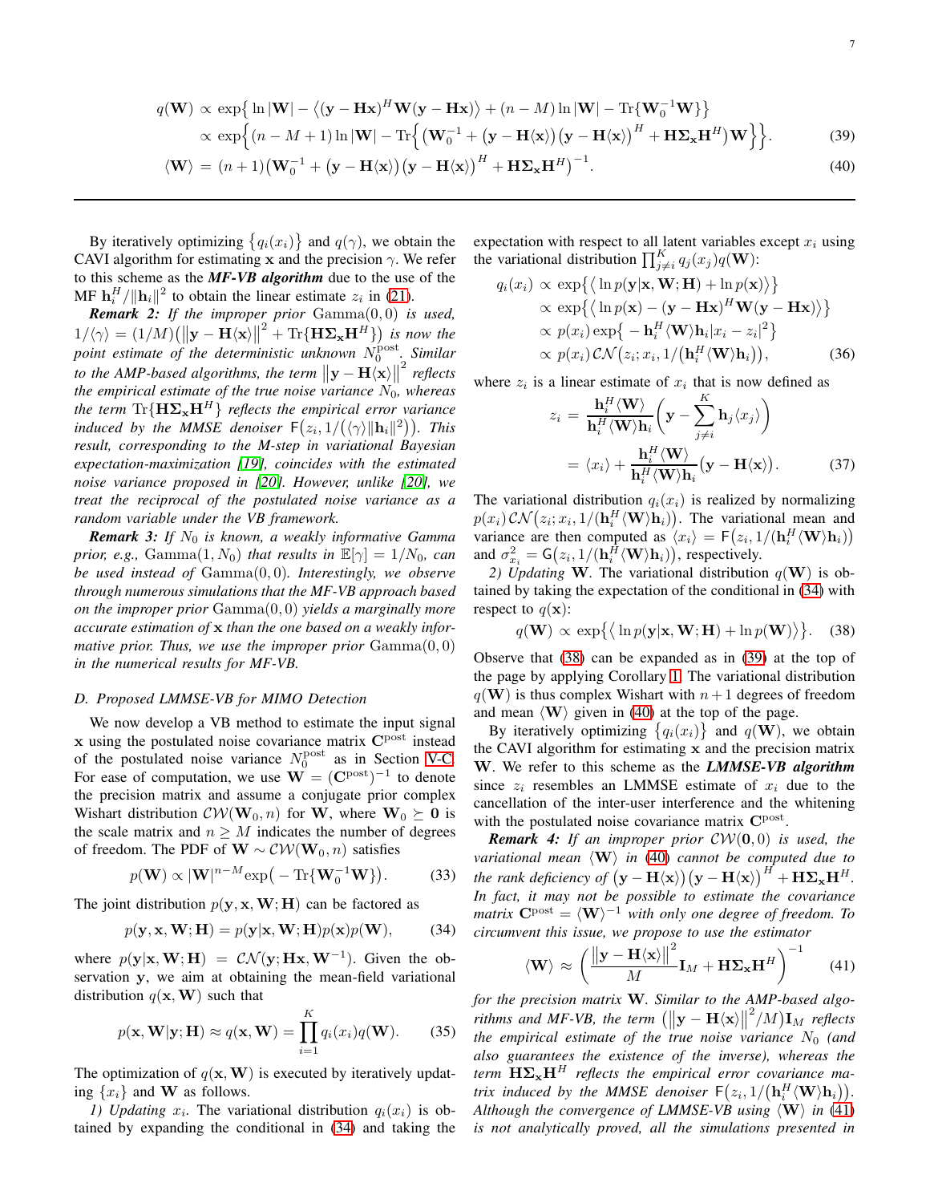$$q(\mathbf{W}) \propto \exp\big\{ \ln|\mathbf{W}| - \big\langle (\mathbf{y}-\mathbf{H}\mathbf{x})^H \mathbf{W} (\mathbf{y}-\mathbf{H}\mathbf{x}) \big\rangle + (n-M)\ln|\mathbf{W}| - \mathrm{Tr}\{\mathbf{W}_0^{-1}\mathbf{W}\} \big\}$$
$$\propto \exp\Big\{ (n-M+1)\ln|\mathbf{W}| - \mathrm{Tr}\Big\{ \big(\mathbf{W}_0^{-1} + \big(\mathbf{y}-\mathbf{H}\langle\mathbf{x}\rangle\big)\big(\mathbf{y}-\mathbf{H}\langle\mathbf{x}\rangle\big)^H + \mathbf{H}\boldsymbol{\Sigma}_{\mathbf{x}}\mathbf{H}^H\big)\mathbf{W} \Big\}\Big\}. \quad (39)$$
$$\langle\mathbf{W}\rangle = (n+1)\big(\mathbf{W}_0^{-1} + \big(\mathbf{y}-\mathbf{H}\langle\mathbf{x}\rangle\big)\big(\mathbf{y}-\mathbf{H}\langle\mathbf{x}\rangle\big)^H + \mathbf{H}\boldsymbol{\Sigma}_{\mathbf{x}}\mathbf{H}^H\big)^{-1}. \quad (40)$$

By iteratively optimizing $\{q_i(x_i)\}$ and $q(\gamma)$, we obtain the CAVI algorithm for estimating $\mathbf{x}$ and the precision $\gamma$. We refer to this scheme as the ***MF-VB algorithm*** due to the use of the MF $\mathbf{h}_i^H/\|\mathbf{h}_i\|^2$ to obtain the linear estimate $z_i$ in (21).

***Remark 2:*** *If the improper prior $\mathrm{Gamma}(0,0)$ is used, $1/\langle\gamma\rangle = (1/M)\big(\|\mathbf{y}-\mathbf{H}\langle\mathbf{x}\rangle\|^2 + \mathrm{Tr}\{\mathbf{H}\boldsymbol{\Sigma}_{\mathbf{x}}\mathbf{H}^H\}\big)$ is now the point estimate of the deterministic unknown $N_0^{\text{post}}$. Similar to the AMP-based algorithms, the term $\|\mathbf{y}-\mathbf{H}\langle\mathbf{x}\rangle\|^2$ reflects the empirical estimate of the true noise variance $N_0$, whereas the term $\mathrm{Tr}\{\mathbf{H}\boldsymbol{\Sigma}_{\mathbf{x}}\mathbf{H}^H\}$ reflects the empirical error variance induced by the MMSE denoiser $\mathsf{F}\big(z_i, 1/\big(\langle\gamma\rangle\|\mathbf{h}_i\|^2\big)\big)$. This result, corresponding to the M-step in variational Bayesian expectation-maximization [19], coincides with the estimated noise variance proposed in [20]. However, unlike [20], we treat the reciprocal of the postulated noise variance as a random variable under the VB framework.*

***Remark 3:*** *If $N_0$ is known, a weakly informative Gamma prior, e.g., $\mathrm{Gamma}(1, N_0)$ that results in $\mathbb{E}[\gamma] = 1/N_0$, can be used instead of $\mathrm{Gamma}(0,0)$. Interestingly, we observe through numerous simulations that the MF-VB approach based on the improper prior $\mathrm{Gamma}(0,0)$ yields a marginally more accurate estimation of $\mathbf{x}$ than the one based on a weakly informative prior. Thus, we use the improper prior $\mathrm{Gamma}(0,0)$ in the numerical results for MF-VB.*

### D. Proposed LMMSE-VB for MIMO Detection

We now develop a VB method to estimate the input signal $\mathbf{x}$ using the postulated noise covariance matrix $\mathbf{C}^{\text{post}}$ instead of the postulated noise variance $N_0^{\text{post}}$ as in Section V-C. For ease of computation, we use $\mathbf{W} = (\mathbf{C}^{\text{post}})^{-1}$ to denote the precision matrix and assume a conjugate prior complex Wishart distribution $\mathcal{CW}(\mathbf{W}_0, n)$ for $\mathbf{W}$, where $\mathbf{W}_0 \succeq \mathbf{0}$ is the scale matrix and $n \geq M$ indicates the number of degrees of freedom. The PDF of $\mathbf{W} \sim \mathcal{CW}(\mathbf{W}_0, n)$ satisfies

$$p(\mathbf{W}) \propto |\mathbf{W}|^{n-M} \exp\big(-\mathrm{Tr}\{\mathbf{W}_0^{-1}\mathbf{W}\}\big). \quad (33)$$

The joint distribution $p(\mathbf{y}, \mathbf{x}, \mathbf{W}; \mathbf{H})$ can be factored as

$$p(\mathbf{y}, \mathbf{x}, \mathbf{W}; \mathbf{H}) = p(\mathbf{y}|\mathbf{x}, \mathbf{W}; \mathbf{H}) p(\mathbf{x}) p(\mathbf{W}), \quad (34)$$

where $p(\mathbf{y}|\mathbf{x}, \mathbf{W}; \mathbf{H}) = \mathcal{CN}(\mathbf{y}; \mathbf{H}\mathbf{x}, \mathbf{W}^{-1})$. Given the observation $\mathbf{y}$, we aim at obtaining the mean-field variational distribution $q(\mathbf{x}, \mathbf{W})$ such that

$$p(\mathbf{x}, \mathbf{W}|\mathbf{y}; \mathbf{H}) \approx q(\mathbf{x}, \mathbf{W}) = \prod_{i=1}^{K} q_i(x_i) q(\mathbf{W}). \quad (35)$$

The optimization of $q(\mathbf{x}, \mathbf{W})$ is executed by iteratively updating $\{x_i\}$ and $\mathbf{W}$ as follows.

*1) Updating $x_i$.* The variational distribution $q_i(x_i)$ is obtained by expanding the conditional in (34) and taking the expectation with respect to all latent variables except $x_i$ using the variational distribution $\prod_{j\neq i}^{K} q_j(x_j) q(\mathbf{W})$:

$$\begin{aligned} q_i(x_i) &\propto \exp\big\{ \big\langle \ln p(\mathbf{y}|\mathbf{x}, \mathbf{W}; \mathbf{H}) + \ln p(\mathbf{x}) \big\rangle \big\} \\ &\propto \exp\big\{ \big\langle \ln p(\mathbf{x}) - (\mathbf{y}-\mathbf{H}\mathbf{x})^H \mathbf{W} (\mathbf{y}-\mathbf{H}\mathbf{x}) \big\rangle \big\} \\ &\propto p(x_i) \exp\big\{ -\mathbf{h}_i^H \langle\mathbf{W}\rangle \mathbf{h}_i |x_i - z_i|^2 \big\} \\ &\propto p(x_i)\, \mathcal{CN}\big(z_i; x_i, 1/\big(\mathbf{h}_i^H\langle\mathbf{W}\rangle\mathbf{h}_i\big)\big), \end{aligned} \quad (36)$$

where $z_i$ is a linear estimate of $x_i$ that is now defined as

$$\begin{aligned} z_i &= \frac{\mathbf{h}_i^H\langle\mathbf{W}\rangle}{\mathbf{h}_i^H\langle\mathbf{W}\rangle\mathbf{h}_i}\Big(\mathbf{y} - \sum_{j\neq i}^{K} \mathbf{h}_j \langle x_j\rangle\Big) \\ &= \langle x_i\rangle + \frac{\mathbf{h}_i^H\langle\mathbf{W}\rangle}{\mathbf{h}_i^H\langle\mathbf{W}\rangle\mathbf{h}_i}\big(\mathbf{y} - \mathbf{H}\langle\mathbf{x}\rangle\big). \end{aligned} \quad (37)$$

The variational distribution $q_i(x_i)$ is realized by normalizing $p(x_i)\,\mathcal{CN}\big(z_i; x_i, 1/(\mathbf{h}_i^H\langle\mathbf{W}\rangle\mathbf{h}_i)\big)$. The variational mean and variance are then computed as $\langle x_i\rangle = \mathsf{F}\big(z_i, 1/(\mathbf{h}_i^H\langle\mathbf{W}\rangle\mathbf{h}_i)\big)$ and $\sigma_{x_i}^2 = \mathsf{G}\big(z_i, 1/(\mathbf{h}_i^H\langle\mathbf{W}\rangle\mathbf{h}_i)\big)$, respectively.

*2) Updating $\mathbf{W}$.* The variational distribution $q(\mathbf{W})$ is obtained by taking the expectation of the conditional in (34) with respect to $q(\mathbf{x})$:

$$q(\mathbf{W}) \propto \exp\big\{ \big\langle \ln p(\mathbf{y}|\mathbf{x}, \mathbf{W}; \mathbf{H}) + \ln p(\mathbf{W}) \big\rangle \big\}. \quad (38)$$

Observe that (38) can be expanded as in (39) at the top of the page by applying Corollary 1. The variational distribution $q(\mathbf{W})$ is thus complex Wishart with $n+1$ degrees of freedom and mean $\langle\mathbf{W}\rangle$ given in (40) at the top of the page.

By iteratively optimizing $\{q_i(x_i)\}$ and $q(\mathbf{W})$, we obtain the CAVI algorithm for estimating $\mathbf{x}$ and the precision matrix $\mathbf{W}$. We refer to this scheme as the ***LMMSE-VB algorithm*** since $z_i$ resembles an LMMSE estimate of $x_i$ due to the cancellation of the inter-user interference and the whitening with the postulated noise covariance matrix $\mathbf{C}^{\text{post}}$.

***Remark 4:*** *If an improper prior $\mathcal{CW}(\mathbf{0}, 0)$ is used, the variational mean $\langle\mathbf{W}\rangle$ in (40) cannot be computed due to the rank deficiency of $\big(\mathbf{y}-\mathbf{H}\langle\mathbf{x}\rangle\big)\big(\mathbf{y}-\mathbf{H}\langle\mathbf{x}\rangle\big)^H + \mathbf{H}\boldsymbol{\Sigma}_{\mathbf{x}}\mathbf{H}^H$. In fact, it may not be possible to estimate the covariance matrix $\mathbf{C}^{\text{post}} = \langle\mathbf{W}\rangle^{-1}$ with only one degree of freedom. To circumvent this issue, we propose to use the estimator*

$$\langle\mathbf{W}\rangle \approx \left( \frac{\|\mathbf{y}-\mathbf{H}\langle\mathbf{x}\rangle\|^2}{M}\mathbf{I}_M + \mathbf{H}\boldsymbol{\Sigma}_{\mathbf{x}}\mathbf{H}^H \right)^{-1} \quad (41)$$

*for the precision matrix $\mathbf{W}$. Similar to the AMP-based algorithms and MF-VB, the term $\big(\|\mathbf{y}-\mathbf{H}\langle\mathbf{x}\rangle\|^2/M\big)\mathbf{I}_M$ reflects the empirical estimate of the true noise variance $N_0$ (and also guarantees the existence of the inverse), whereas the term $\mathbf{H}\boldsymbol{\Sigma}_{\mathbf{x}}\mathbf{H}^H$ reflects the empirical error covariance matrix induced by the MMSE denoiser $\mathsf{F}\big(z_i, 1/\big(\mathbf{h}_i^H\langle\mathbf{W}\rangle\mathbf{h}_i\big)\big)$. Although the convergence of LMMSE-VB using $\langle\mathbf{W}\rangle$ in (41) is not analytically proved, all the simulations presented in*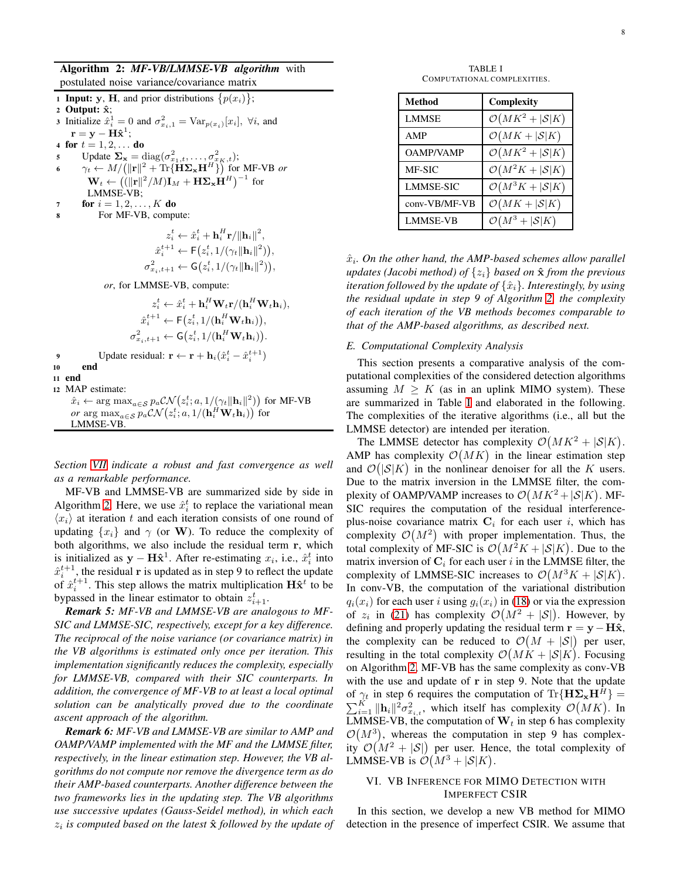**Algorithm 2:** ***MF-VB/LMMSE-VB algorithm*** with postulated noise variance/covariance matrix

1. **Input:** $\mathbf{y}$, $\mathbf{H}$, and prior distributions $\{p(x_i)\}$;
2. **Output:** $\hat{\mathbf{x}}$;
3. Initialize $\hat{x}_i^1 = 0$ and $\sigma^2_{x_i,1} = \mathrm{Var}_{p(x_i)}[x_i]$, $\forall i$, and $\mathbf{r} = \mathbf{y} - \mathbf{H}\hat{\mathbf{x}}^1$;
4. **for** $t = 1, 2, \ldots$ **do**
5. Update $\mathbf{\Sigma_x} = \mathrm{diag}(\sigma^2_{x_1,t}, \ldots, \sigma^2_{x_K,t})$;
6. $\gamma_t \leftarrow M/\big(\|\mathbf{r}\|^2 + \mathrm{Tr}\{\mathbf{H}\mathbf{\Sigma_x}\mathbf{H}^H\}\big)$ for MF-VB *or* $\mathbf{W}_t \leftarrow \big((\|\mathbf{r}\|^2/M)\mathbf{I}_M + \mathbf{H}\mathbf{\Sigma_x}\mathbf{H}^H\big)^{-1}$ for LMMSE-VB;
7. **for** $i = 1, 2, \ldots, K$ **do**
8. For MF-VB, compute:
$$z_i^t \leftarrow \hat{x}_i^t + \mathbf{h}_i^H\mathbf{r}/\|\mathbf{h}_i\|^2,$$
$$\hat{x}_i^{t+1} \leftarrow \mathsf{F}\big(z_i^t, 1/(\gamma_t\|\mathbf{h}_i\|^2)\big),$$
$$\sigma^2_{x_i,t+1} \leftarrow \mathsf{G}\big(z_i^t, 1/(\gamma_t\|\mathbf{h}_i\|^2)\big),$$
*or*, for LMMSE-VB, compute:
$$z_i^t \leftarrow \hat{x}_i^t + \mathbf{h}_i^H\mathbf{W}_t\mathbf{r}/(\mathbf{h}_i^H\mathbf{W}_t\mathbf{h}_i),$$
$$\hat{x}_i^{t+1} \leftarrow \mathsf{F}\big(z_i^t, 1/(\mathbf{h}_i^H\mathbf{W}_t\mathbf{h}_i)\big),$$
$$\sigma^2_{x_i,t+1} \leftarrow \mathsf{G}\big(z_i^t, 1/(\mathbf{h}_i^H\mathbf{W}_t\mathbf{h}_i)\big).$$
9. Update residual: $\mathbf{r} \leftarrow \mathbf{r} + \mathbf{h}_i(\hat{x}_i^t - \hat{x}_i^{t+1})$
10. **end**
11. **end**
12. MAP estimate:
$\hat{x}_i \leftarrow \arg\max_{a\in\mathcal{S}} p_a\mathcal{CN}\big(z_i^t; a, 1/(\gamma_t\|\mathbf{h}_i\|^2)\big)$ for MF-VB *or* $\arg\max_{a\in\mathcal{S}} p_a\mathcal{CN}\big(z_i^t; a, 1/(\mathbf{h}_i^H\mathbf{W}_t\mathbf{h}_i)\big)$ for LMMSE-VB.

*Section VII indicate a robust and fast convergence as well as a remarkable performance.*

MF-VB and LMMSE-VB are summarized side by side in Algorithm 2. Here, we use $\hat{x}_i^t$ to replace the variational mean $\langle x_i\rangle$ at iteration $t$ and each iteration consists of one round of updating $\{x_i\}$ and $\gamma$ (or $\mathbf{W}$). To reduce the complexity of both algorithms, we also include the residual term $\mathbf{r}$, which is initialized as $\mathbf{y} - \mathbf{H}\hat{\mathbf{x}}^1$. After re-estimating $x_i$, i.e., $\hat{x}_i^t$ into $\hat{x}_i^{t+1}$, the residual $\mathbf{r}$ is updated as in step 9 to reflect the update of $\hat{x}_i^{t+1}$. This step allows the matrix multiplication $\mathbf{H}\hat{\mathbf{x}}^t$ to be bypassed in the linear estimator to obtain $z_{i+1}^t$.

***Remark 5:*** *MF-VB and LMMSE-VB are analogous to MF-SIC and LMMSE-SIC, respectively, except for a key difference. The reciprocal of the noise variance (or covariance matrix) in the VB algorithms is estimated only once per iteration. This implementation significantly reduces the complexity, especially for LMMSE-VB, compared with their SIC counterparts. In addition, the convergence of MF-VB to at least a local optimal solution can be analytically proved due to the coordinate ascent approach of the algorithm.*

***Remark 6:*** *MF-VB and LMMSE-VB are similar to AMP and OAMP/VAMP implemented with the MF and the LMMSE filter, respectively, in the linear estimation step. However, the VB algorithms do not compute nor remove the divergence term as do their AMP-based counterparts. Another difference between the two frameworks lies in the updating step. The VB algorithms use successive updates (Gauss-Seidel method), in which each $z_i$ is computed based on the latest $\hat{\mathbf{x}}$ followed by the update of $\hat{x}_i$. On the other hand, the AMP-based schemes allow parallel updates (Jacobi method) of $\{z_i\}$ based on $\hat{\mathbf{x}}$ from the previous iteration followed by the update of $\{\hat{x}_i\}$. Interestingly, by using the residual update in step 9 of Algorithm 2, the complexity of each iteration of the VB methods becomes comparable to that of the AMP-based algorithms, as described next.*

TABLE I
COMPUTATIONAL COMPLEXITIES.

| Method | Complexity |
|---|---|
| LMMSE | $\mathcal{O}(MK^2 + \lvert\mathcal{S}\rvert K)$ |
| AMP | $\mathcal{O}(MK + \lvert\mathcal{S}\rvert K)$ |
| OAMP/VAMP | $\mathcal{O}(MK^2 + \lvert\mathcal{S}\rvert K)$ |
| MF-SIC | $\mathcal{O}(M^2K + \lvert\mathcal{S}\rvert K)$ |
| LMMSE-SIC | $\mathcal{O}(M^3K + \lvert\mathcal{S}\rvert K)$ |
| conv-VB/MF-VB | $\mathcal{O}(MK + \lvert\mathcal{S}\rvert K)$ |
| LMMSE-VB | $\mathcal{O}(M^3 + \lvert\mathcal{S}\rvert K)$ |

### E. Computational Complexity Analysis

This section presents a comparative analysis of the computational complexities of the considered detection algorithms assuming $M \geq K$ (as in an uplink MIMO system). These are summarized in Table I and elaborated in the following. The complexities of the iterative algorithms (i.e., all but the LMMSE detector) are intended per iteration.

The LMMSE detector has complexity $\mathcal{O}\big(MK^2 + |\mathcal{S}|K\big)$. AMP has complexity $\mathcal{O}\big(MK\big)$ in the linear estimation step and $\mathcal{O}\big(|\mathcal{S}|K\big)$ in the nonlinear denoiser for all the $K$ users. Due to the matrix inversion in the LMMSE filter, the complexity of OAMP/VAMP increases to $\mathcal{O}\big(MK^2 + |\mathcal{S}|K\big)$. MF-SIC requires the computation of the residual interference-plus-noise covariance matrix $\mathbf{C}_i$ for each user $i$, which has complexity $\mathcal{O}\big(M^2\big)$ with proper implementation. Thus, the total complexity of MF-SIC is $\mathcal{O}\big(M^2K + |\mathcal{S}|K\big)$. Due to the matrix inversion of $\mathbf{C}_i$ for each user $i$ in the LMMSE filter, the complexity of LMMSE-SIC increases to $\mathcal{O}\big(M^3K + |\mathcal{S}|K\big)$. In conv-VB, the computation of the variational distribution $q_i(x_i)$ for each user $i$ using $g_i(x_i)$ in (18) or via the expression of $z_i$ in (21) has complexity $\mathcal{O}\big(M^2 + |\mathcal{S}|\big)$. However, by defining and properly updating the residual term $\mathbf{r} = \mathbf{y} - \mathbf{H}\hat{\mathbf{x}}$, the complexity can be reduced to $\mathcal{O}\big(M + |\mathcal{S}|\big)$ per user, resulting in the total complexity $\mathcal{O}\big(MK + |\mathcal{S}|K\big)$. Focusing on Algorithm 2, MF-VB has the same complexity as conv-VB with the use and update of $\mathbf{r}$ in step 9. Note that the update of $\gamma_t$ in step 6 requires the computation of $\mathrm{Tr}\{\mathbf{H}\mathbf{\Sigma_x}\mathbf{H}^H\} = \sum_{i=1}^K \|\mathbf{h}_i\|^2\sigma^2_{x_i,t}$, which itself has complexity $\mathcal{O}(MK)$. In LMMSE-VB, the computation of $\mathbf{W}_t$ in step 6 has complexity $\mathcal{O}\big(M^3\big)$, whereas the computation in step 9 has complexity $\mathcal{O}\big(M^2 + |\mathcal{S}|\big)$ per user. Hence, the total complexity of LMMSE-VB is $\mathcal{O}\big(M^3 + |\mathcal{S}|K\big)$.

## VI. VB Inference for MIMO Detection with Imperfect CSIR

In this section, we develop a new VB method for MIMO detection in the presence of imperfect CSIR. We assume that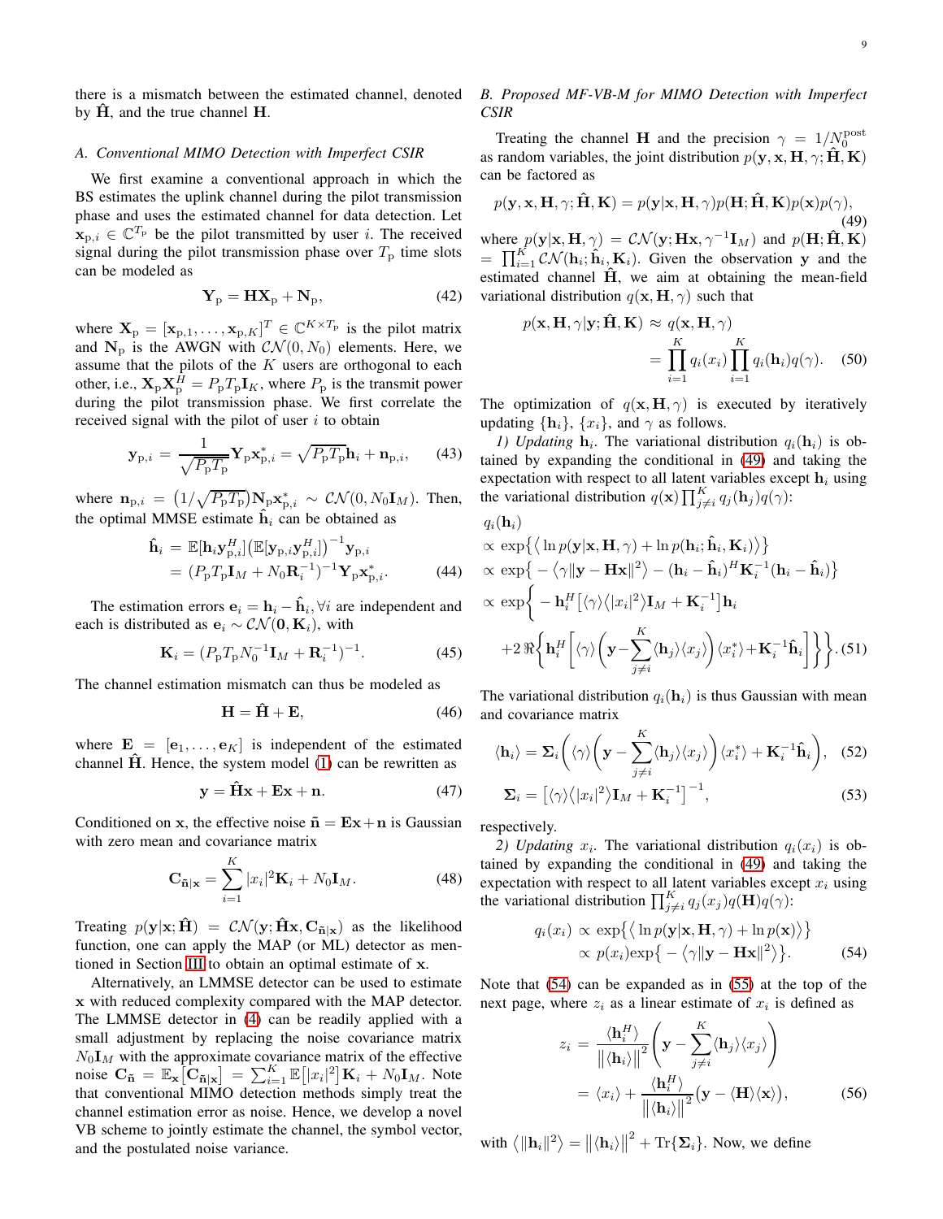there is a mismatch between the estimated channel, denoted by $\hat{\mathbf{H}}$, and the true channel $\mathbf{H}$.

### A. Conventional MIMO Detection with Imperfect CSIR

We first examine a conventional approach in which the BS estimates the uplink channel during the pilot transmission phase and uses the estimated channel for data detection. Let $\mathbf{x}_{\mathrm{p},i} \in \mathbb{C}^{T_\mathrm{p}}$ be the pilot transmitted by user $i$. The received signal during the pilot transmission phase over $T_\mathrm{p}$ time slots can be modeled as

$$\mathbf{Y}_\mathrm{p} = \mathbf{H}\mathbf{X}_\mathrm{p} + \mathbf{N}_\mathrm{p}, \tag{42}$$

where $\mathbf{X}_\mathrm{p} = [\mathbf{x}_{\mathrm{p},1}, \ldots, \mathbf{x}_{\mathrm{p},K}]^T \in \mathbb{C}^{K \times T_\mathrm{p}}$ is the pilot matrix and $\mathbf{N}_\mathrm{p}$ is the AWGN with $\mathcal{CN}(0, N_0)$ elements. Here, we assume that the pilots of the $K$ users are orthogonal to each other, i.e., $\mathbf{X}_\mathrm{p}\mathbf{X}_\mathrm{p}^H = P_\mathrm{p}T_\mathrm{p}\mathbf{I}_K$, where $P_\mathrm{p}$ is the transmit power during the pilot transmission phase. We first correlate the received signal with the pilot of user $i$ to obtain

$$\mathbf{y}_{\mathrm{p},i} = \frac{1}{\sqrt{P_\mathrm{p}T_\mathrm{p}}}\mathbf{Y}_\mathrm{p}\mathbf{x}_{\mathrm{p},i}^* = \sqrt{P_\mathrm{p}T_\mathrm{p}}\mathbf{h}_i + \mathbf{n}_{\mathrm{p},i}, \tag{43}$$

where $\mathbf{n}_{\mathrm{p},i} = \big(1/\sqrt{P_\mathrm{p}T_\mathrm{p}}\big)\mathbf{N}_\mathrm{p}\mathbf{x}_{\mathrm{p},i}^* \sim \mathcal{CN}(0, N_0\mathbf{I}_M)$. Then, the optimal MMSE estimate $\hat{\mathbf{h}}_i$ can be obtained as

$$\begin{aligned}\hat{\mathbf{h}}_i &= \mathbb{E}[\mathbf{h}_i\mathbf{y}_{\mathrm{p},i}^H]\big(\mathbb{E}[\mathbf{y}_{\mathrm{p},i}\mathbf{y}_{\mathrm{p},i}^H]\big)^{-1}\mathbf{y}_{\mathrm{p},i} \\ &= (P_\mathrm{p}T_\mathrm{p}\mathbf{I}_M + N_0\mathbf{R}_i^{-1})^{-1}\mathbf{Y}_\mathrm{p}\mathbf{x}_{\mathrm{p},i}^*. \end{aligned} \tag{44}$$

The estimation errors $\mathbf{e}_i = \mathbf{h}_i - \hat{\mathbf{h}}_i, \forall i$ are independent and each is distributed as $\mathbf{e}_i \sim \mathcal{CN}(\mathbf{0}, \mathbf{K}_i)$, with

$$\mathbf{K}_i = (P_\mathrm{p}T_\mathrm{p}N_0^{-1}\mathbf{I}_M + \mathbf{R}_i^{-1})^{-1}. \tag{45}$$

The channel estimation mismatch can thus be modeled as

$$\mathbf{H} = \hat{\mathbf{H}} + \mathbf{E}, \tag{46}$$

where $\mathbf{E} = [\mathbf{e}_1, \ldots, \mathbf{e}_K]$ is independent of the estimated channel $\hat{\mathbf{H}}$. Hence, the system model (1) can be rewritten as

$$\mathbf{y} = \hat{\mathbf{H}}\mathbf{x} + \mathbf{E}\mathbf{x} + \mathbf{n}. \tag{47}$$

Conditioned on $\mathbf{x}$, the effective noise $\tilde{\mathbf{n}} = \mathbf{E}\mathbf{x} + \mathbf{n}$ is Gaussian with zero mean and covariance matrix

$$\mathbf{C}_{\tilde{\mathbf{n}}|\mathbf{x}} = \sum_{i=1}^{K} |x_i|^2\mathbf{K}_i + N_0\mathbf{I}_M. \tag{48}$$

Treating $p(\mathbf{y}|\mathbf{x}; \hat{\mathbf{H}}) = \mathcal{CN}(\mathbf{y}; \hat{\mathbf{H}}\mathbf{x}, \mathbf{C}_{\tilde{\mathbf{n}}|\mathbf{x}})$ as the likelihood function, one can apply the MAP (or ML) detector as mentioned in Section III to obtain an optimal estimate of $\mathbf{x}$.

Alternatively, an LMMSE detector can be used to estimate $\mathbf{x}$ with reduced complexity compared with the MAP detector. The LMMSE detector in (4) can be readily applied with a small adjustment by replacing the noise covariance matrix $N_0\mathbf{I}_M$ with the approximate covariance matrix of the effective noise $\mathbf{C}_{\tilde{\mathbf{n}}} = \mathbb{E}_\mathbf{x}\big[\mathbf{C}_{\tilde{\mathbf{n}}|\mathbf{x}}\big] = \sum_{i=1}^{K}\mathbb{E}\big[|x_i|^2\big]\mathbf{K}_i + N_0\mathbf{I}_M$. Note that conventional MIMO detection methods simply treat the channel estimation error as noise. Hence, we develop a novel VB scheme to jointly estimate the channel, the symbol vector, and the postulated noise variance.

### B. Proposed MF-VB-M for MIMO Detection with Imperfect CSIR

Treating the channel $\mathbf{H}$ and the precision $\gamma = 1/N_0^{\mathrm{post}}$ as random variables, the joint distribution $p(\mathbf{y}, \mathbf{x}, \mathbf{H}, \gamma; \hat{\mathbf{H}}, \mathbf{K})$ can be factored as

$$p(\mathbf{y}, \mathbf{x}, \mathbf{H}, \gamma; \hat{\mathbf{H}}, \mathbf{K}) = p(\mathbf{y}|\mathbf{x}, \mathbf{H}, \gamma)p(\mathbf{H}; \hat{\mathbf{H}}, \mathbf{K})p(\mathbf{x})p(\gamma), \tag{49}$$

where $p(\mathbf{y}|\mathbf{x}, \mathbf{H}, \gamma) = \mathcal{CN}(\mathbf{y}; \mathbf{H}\mathbf{x}, \gamma^{-1}\mathbf{I}_M)$ and $p(\mathbf{H}; \hat{\mathbf{H}}, \mathbf{K}) = \prod_{i=1}^{K}\mathcal{CN}(\mathbf{h}_i; \hat{\mathbf{h}}_i, \mathbf{K}_i)$. Given the observation $\mathbf{y}$ and the estimated channel $\hat{\mathbf{H}}$, we aim at obtaining the mean-field variational distribution $q(\mathbf{x}, \mathbf{H}, \gamma)$ such that

$$\begin{aligned}p(\mathbf{x}, \mathbf{H}, \gamma|\mathbf{y}; \hat{\mathbf{H}}, \mathbf{K}) &\approx q(\mathbf{x}, \mathbf{H}, \gamma) \\ &= \prod_{i=1}^{K} q_i(x_i)\prod_{i=1}^{K} q_i(\mathbf{h}_i)q(\gamma). \end{aligned} \tag{50}$$

The optimization of $q(\mathbf{x}, \mathbf{H}, \gamma)$ is executed by iteratively updating $\{\mathbf{h}_i\}$, $\{x_i\}$, and $\gamma$ as follows.

*1) Updating $\mathbf{h}_i$.* The variational distribution $q_i(\mathbf{h}_i)$ is obtained by expanding the conditional in (49) and taking the expectation with respect to all latent variables except $\mathbf{h}_i$ using the variational distribution $q(\mathbf{x})\prod_{j\neq i}^{K} q_j(\mathbf{h}_j)q(\gamma)$:

$$\begin{aligned}
&q_i(\mathbf{h}_i) \\
&\propto \exp\big\{\big\langle \ln p(\mathbf{y}|\mathbf{x}, \mathbf{H}, \gamma) + \ln p(\mathbf{h}_i; \hat{\mathbf{h}}_i, \mathbf{K}_i)\big\rangle\big\} \\
&\propto \exp\big\{-\big\langle\gamma\|\mathbf{y} - \mathbf{H}\mathbf{x}\|^2\big\rangle - (\mathbf{h}_i - \hat{\mathbf{h}}_i)^H\mathbf{K}_i^{-1}(\mathbf{h}_i - \hat{\mathbf{h}}_i)\big\} \\
&\propto \exp\Bigg\{-\mathbf{h}_i^H\big[\langle\gamma\rangle\big\langle|x_i|^2\big\rangle\mathbf{I}_M + \mathbf{K}_i^{-1}\big]\mathbf{h}_i \\
&\quad + 2\Re\Bigg\{\mathbf{h}_i^H\Bigg[\langle\gamma\rangle\Bigg(\mathbf{y} - \sum_{j\neq i}^{K}\langle\mathbf{h}_j\rangle\langle x_j\rangle\Bigg)\langle x_i^*\rangle + \mathbf{K}_i^{-1}\hat{\mathbf{h}}_i\Bigg]\Bigg\}\Bigg\}.
\end{aligned} \tag{51}$$

The variational distribution $q_i(\mathbf{h}_i)$ is thus Gaussian with mean and covariance matrix

$$\langle\mathbf{h}_i\rangle = \mathbf{\Sigma}_i\Bigg(\langle\gamma\rangle\Bigg(\mathbf{y} - \sum_{j\neq i}^{K}\langle\mathbf{h}_j\rangle\langle x_j\rangle\Bigg)\langle x_i^*\rangle + \mathbf{K}_i^{-1}\hat{\mathbf{h}}_i\Bigg), \tag{52}$$

$$\mathbf{\Sigma}_i = \big[\langle\gamma\rangle\big\langle|x_i|^2\big\rangle\mathbf{I}_M + \mathbf{K}_i^{-1}\big]^{-1}, \tag{53}$$

respectively.

*2) Updating $x_i$.* The variational distribution $q_i(x_i)$ is obtained by expanding the conditional in (49) and taking the expectation with respect to all latent variables except $x_i$ using the variational distribution $\prod_{j\neq i}^{K} q_j(x_j)q(\mathbf{H})q(\gamma)$:

$$\begin{aligned}q_i(x_i) &\propto \exp\big\{\big\langle \ln p(\mathbf{y}|\mathbf{x}, \mathbf{H}, \gamma) + \ln p(\mathbf{x})\big\rangle\big\} \\ &\propto p(x_i)\exp\big\{-\big\langle\gamma\|\mathbf{y} - \mathbf{H}\mathbf{x}\|^2\big\rangle\big\}. \end{aligned} \tag{54}$$

Note that (54) can be expanded as in (55) at the top of the next page, where $z_i$ as a linear estimate of $x_i$ is defined as

$$\begin{aligned}z_i &= \frac{\langle\mathbf{h}_i^H\rangle}{\big\|\langle\mathbf{h}_i\rangle\big\|^2}\Bigg(\mathbf{y} - \sum_{j\neq i}^{K}\langle\mathbf{h}_j\rangle\langle x_j\rangle\Bigg) \\ &= \langle x_i\rangle + \frac{\langle\mathbf{h}_i^H\rangle}{\big\|\langle\mathbf{h}_i\rangle\big\|^2}\big(\mathbf{y} - \langle\mathbf{H}\rangle\langle\mathbf{x}\rangle\big), \end{aligned} \tag{56}$$

with $\big\langle\|\mathbf{h}_i\|^2\big\rangle = \big\|\langle\mathbf{h}_i\rangle\big\|^2 + \mathrm{Tr}\{\mathbf{\Sigma}_i\}$. Now, we define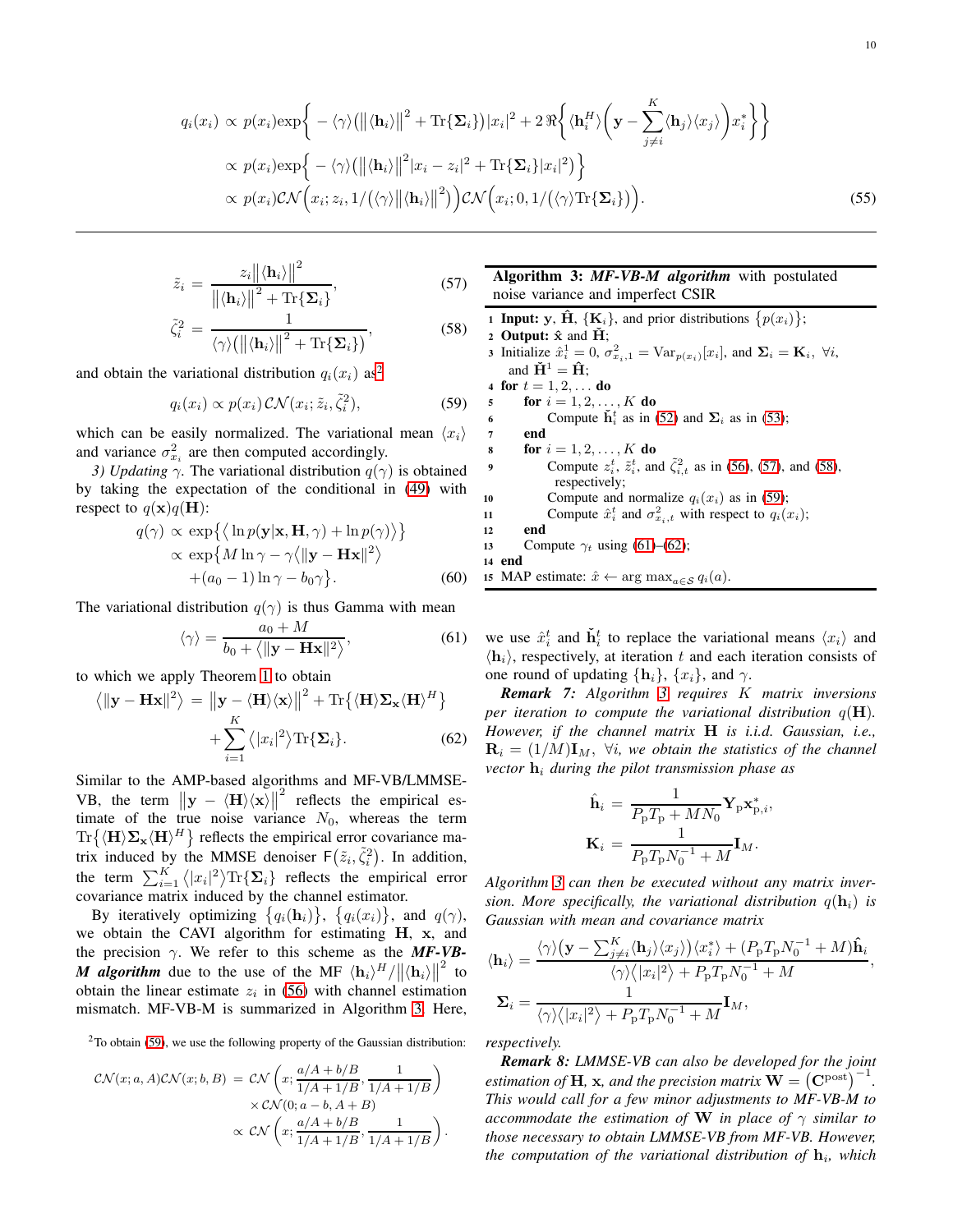$$
\begin{aligned}
q_i(x_i) &\propto p(x_i)\exp\bigg\{-\langle\gamma\rangle\big(\big\|\langle\mathbf{h}_i\rangle\big\|^2+\mathrm{Tr}\{\mathbf{\Sigma}_i\}\big)|x_i|^2+2\,\Re\bigg\{\langle\mathbf{h}_i^H\rangle\bigg(\mathbf{y}-\sum_{j\neq i}^{K}\langle\mathbf{h}_j\rangle\langle x_j\rangle\bigg)x_i^*\bigg\}\bigg\}\\
&\propto p(x_i)\exp\Big\{-\langle\gamma\rangle\big(\big\|\langle\mathbf{h}_i\rangle\big\|^2|x_i-z_i|^2+\mathrm{Tr}\{\mathbf{\Sigma}_i\}|x_i|^2\big)\Big\}\\
&\propto p(x_i)\,\mathcal{CN}\Big(x_i;z_i,1/\big(\langle\gamma\rangle\big\|\langle\mathbf{h}_i\rangle\big\|^2\big)\Big)\mathcal{CN}\Big(x_i;0,1/\big(\langle\gamma\rangle\mathrm{Tr}\{\mathbf{\Sigma}_i\}\big)\Big).
\end{aligned}
\tag{55}
$$

$$
\tilde{z}_i = \frac{z_i\big\|\langle\mathbf{h}_i\rangle\big\|^2}{\big\|\langle\mathbf{h}_i\rangle\big\|^2+\mathrm{Tr}\{\mathbf{\Sigma}_i\}}, \tag{57}
$$

$$
\tilde{\zeta}_i^2 = \frac{1}{\langle\gamma\rangle\big(\big\|\langle\mathbf{h}_i\rangle\big\|^2+\mathrm{Tr}\{\mathbf{\Sigma}_i\}\big)}, \tag{58}
$$

and obtain the variational distribution $q_i(x_i)$ as[2]

$$
q_i(x_i) \propto p(x_i)\,\mathcal{CN}(x_i;\tilde{z}_i,\tilde{\zeta}_i^2), \tag{59}
$$

which can be easily normalized. The variational mean $\langle x_i\rangle$ and variance $\sigma_{x_i}^2$ are then computed accordingly.

*3) Updating* $\gamma$. The variational distribution $q(\gamma)$ is obtained by taking the expectation of the conditional in (49) with respect to $q(\mathbf{x})q(\mathbf{H})$:

$$
\begin{aligned}
q(\gamma) &\propto \exp\big\{\big\langle \ln p(\mathbf{y}|\mathbf{x},\mathbf{H},\gamma)+\ln p(\gamma)\big\rangle\big\}\\
&\propto \exp\big\{M\ln\gamma-\gamma\big\langle\|\mathbf{y}-\mathbf{H}\mathbf{x}\|^2\big\rangle\\
&\quad +(a_0-1)\ln\gamma-b_0\gamma\big\}.
\end{aligned}
\tag{60}
$$

The variational distribution $q(\gamma)$ is thus Gamma with mean

$$
\langle\gamma\rangle = \frac{a_0+M}{b_0+\big\langle\|\mathbf{y}-\mathbf{H}\mathbf{x}\|^2\big\rangle}, \tag{61}
$$

to which we apply Theorem 1 to obtain

$$
\begin{aligned}
\big\langle\|\mathbf{y}-\mathbf{H}\mathbf{x}\|^2\big\rangle &= \big\|\mathbf{y}-\langle\mathbf{H}\rangle\langle\mathbf{x}\rangle\big\|^2+\mathrm{Tr}\big\{\langle\mathbf{H}\rangle\mathbf{\Sigma}_{\mathbf{x}}\langle\mathbf{H}\rangle^H\big\}\\
&\quad+\sum_{i=1}^{K}\big\langle|x_i|^2\big\rangle\mathrm{Tr}\{\mathbf{\Sigma}_i\}.
\end{aligned}
\tag{62}
$$

Similar to the AMP-based algorithms and MF-VB/LMMSE-VB, the term $\big\|\mathbf{y}-\langle\mathbf{H}\rangle\langle\mathbf{x}\rangle\big\|^2$ reflects the empirical estimate of the true noise variance $N_0$, whereas the term $\mathrm{Tr}\big\{\langle\mathbf{H}\rangle\mathbf{\Sigma}_{\mathbf{x}}\langle\mathbf{H}\rangle^H\big\}$ reflects the empirical error covariance matrix induced by the MMSE denoiser $\mathsf{F}\big(\tilde{z}_i,\tilde{\zeta}_i^2\big)$. In addition, the term $\sum_{i=1}^{K}\big\langle|x_i|^2\big\rangle\mathrm{Tr}\{\mathbf{\Sigma}_i\}$ reflects the empirical error covariance matrix induced by the channel estimator.

By iteratively optimizing $\{q_i(\mathbf{h}_i)\}$, $\{q_i(x_i)\}$, and $q(\gamma)$, we obtain the CAVI algorithm for estimating $\mathbf{H}$, $\mathbf{x}$, and the precision $\gamma$. We refer to this scheme as the ***MF-VB-M algorithm*** due to the use of the MF $\langle\mathbf{h}_i\rangle^H/\big\|\langle\mathbf{h}_i\rangle\big\|^2$ to obtain the linear estimate $z_i$ in (56) with channel estimation mismatch. MF-VB-M is summarized in Algorithm 3. Here, we use $\hat{x}_i^t$ and $\check{\mathbf{h}}_i^t$ to replace the variational means $\langle x_i\rangle$ and $\langle\mathbf{h}_i\rangle$, respectively, at iteration $t$ and each iteration consists of one round of updating $\{\mathbf{h}_i\}$, $\{x_i\}$, and $\gamma$.

**Algorithm 3:** ***MF-VB-M algorithm*** with postulated noise variance and imperfect CSIR

```
1  Input: y, Ĥ, {K_i}, and prior distributions {p(x_i)};
2  Output: x̂ and Ȟ;
3  Initialize x̂_i^1 = 0, σ²_{x_i,1} = Var_{p(x_i)}[x_i], and Σ_i = K_i, ∀i,
   and Ȟ^1 = Ĥ;
4  for t = 1, 2, ... do
5      for i = 1, 2, ..., K do
6          Compute ȟ_i^t as in (52) and Σ_i as in (53);
7      end
8      for i = 1, 2, ..., K do
9          Compute z_i^t, z̃_i^t, and ζ̃²_{i,t} as in (56), (57), and (58),
           respectively;
10         Compute and normalize q_i(x_i) as in (59);
11         Compute x̂_i^t and σ²_{x_i,t} with respect to q_i(x_i);
12     end
13     Compute γ_t using (61)–(62);
14 end
15 MAP estimate: x̂ ← arg max_{a∈S} q_i(a).
```

***Remark 7:*** *Algorithm 3 requires $K$ matrix inversions per iteration to compute the variational distribution $q(\mathbf{H})$. However, if the channel matrix $\mathbf{H}$ is i.i.d. Gaussian, i.e., $\mathbf{R}_i = (1/M)\mathbf{I}_M$, $\forall i$, we obtain the statistics of the channel vector $\mathbf{h}_i$ during the pilot transmission phase as*

$$
\begin{aligned}
\hat{\mathbf{h}}_i &= \frac{1}{P_{\mathrm{p}}T_{\mathrm{p}}+MN_0}\mathbf{Y}_{\mathrm{p}}\mathbf{x}_{\mathrm{p},i}^*,\\
\mathbf{K}_i &= \frac{1}{P_{\mathrm{p}}T_{\mathrm{p}}N_0^{-1}+M}\mathbf{I}_M.
\end{aligned}
$$

*Algorithm 3 can then be executed without any matrix inversion. More specifically, the variational distribution $q(\mathbf{h}_i)$ is Gaussian with mean and covariance matrix*

$$
\begin{aligned}
\langle\mathbf{h}_i\rangle &= \frac{\langle\gamma\rangle\big(\mathbf{y}-\sum_{j\neq i}^{K}\langle\mathbf{h}_j\rangle\langle x_j\rangle\big)\langle x_i^*\rangle+(P_{\mathrm{p}}T_{\mathrm{p}}N_0^{-1}+M)\hat{\mathbf{h}}_i}{\langle\gamma\rangle\big\langle|x_i|^2\big\rangle+P_{\mathrm{p}}T_{\mathrm{p}}N_0^{-1}+M},\\
\mathbf{\Sigma}_i &= \frac{1}{\langle\gamma\rangle\big\langle|x_i|^2\big\rangle+P_{\mathrm{p}}T_{\mathrm{p}}N_0^{-1}+M}\mathbf{I}_M,
\end{aligned}
$$

*respectively.*

***Remark 8:*** *LMMSE-VB can also be developed for the joint estimation of $\mathbf{H}$, $\mathbf{x}$, and the precision matrix $\mathbf{W} = \big(\mathbf{C}^{\mathrm{post}}\big)^{-1}$. This would call for a few minor adjustments to MF-VB-M to accommodate the estimation of $\mathbf{W}$ in place of $\gamma$ similar to those necessary to obtain LMMSE-VB from MF-VB. However, the computation of the variational distribution of $\mathbf{h}_i$, which*

---

[2] To obtain (59), we use the following property of the Gaussian distribution:

$$
\begin{aligned}
\mathcal{CN}(x;a,A)\mathcal{CN}(x;b,B) &= \mathcal{CN}\left(x;\frac{a/A+b/B}{1/A+1/B},\frac{1}{1/A+1/B}\right)\\
&\quad\times\mathcal{CN}(0;a-b,A+B)\\
&\propto \mathcal{CN}\left(x;\frac{a/A+b/B}{1/A+1/B},\frac{1}{1/A+1/B}\right).
\end{aligned}
$$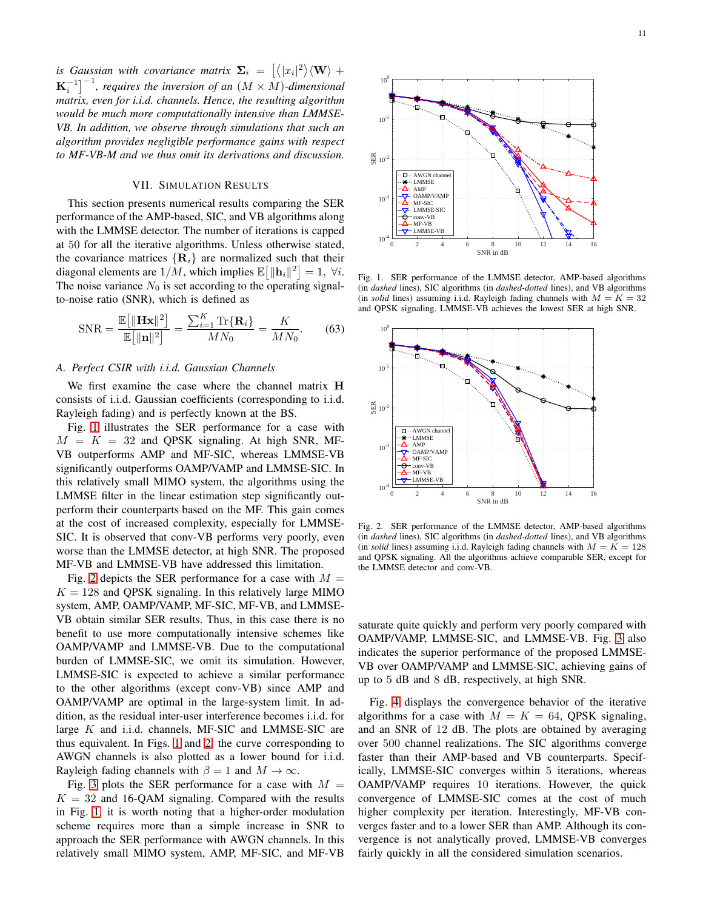*is Gaussian with covariance matrix $\boldsymbol{\Sigma}_i = \left[\langle |x_i|^2 \rangle \langle \mathbf{W} \rangle + \mathbf{K}_i^{-1}\right]^{-1}$, requires the inversion of an $(M \times M)$-dimensional matrix, even for i.i.d. channels. Hence, the resulting algorithm would be much more computationally intensive than LMMSE-VB. In addition, we observe through simulations that such an algorithm provides negligible performance gains with respect to MF-VB-M and we thus omit its derivations and discussion.*

## VII. Simulation Results

This section presents numerical results comparing the SER performance of the AMP-based, SIC, and VB algorithms along with the LMMSE detector. The number of iterations is capped at 50 for all the iterative algorithms. Unless otherwise stated, the covariance matrices $\{\mathbf{R}_i\}$ are normalized such that their diagonal elements are $1/M$, which implies $\mathbb{E}\big[\|\mathbf{h}_i\|^2\big] = 1, \ \forall i$. The noise variance $N_0$ is set according to the operating signal-to-noise ratio (SNR), which is defined as

$$\text{SNR} = \frac{\mathbb{E}\big[\|\mathbf{H}\mathbf{x}\|^2\big]}{\mathbb{E}\big[\|\mathbf{n}\|^2\big]} = \frac{\sum_{i=1}^{K} \text{Tr}\{\mathbf{R}_i\}}{MN_0} = \frac{K}{MN_0}. \tag{63}$$

### A. Perfect CSIR with i.i.d. Gaussian Channels

We first examine the case where the channel matrix $\mathbf{H}$ consists of i.i.d. Gaussian coefficients (corresponding to i.i.d. Rayleigh fading) and is perfectly known at the BS.

Fig. 1 illustrates the SER performance for a case with $M = K = 32$ and QPSK signaling. At high SNR, MF-VB outperforms AMP and MF-SIC, whereas LMMSE-VB significantly outperforms OAMP/VAMP and LMMSE-SIC. In this relatively small MIMO system, the algorithms using the LMMSE filter in the linear estimation step significantly outperform their counterparts based on the MF. This gain comes at the cost of increased complexity, especially for LMMSE-SIC. It is observed that conv-VB performs very poorly, even worse than the LMMSE detector, at high SNR. The proposed MF-VB and LMMSE-VB have addressed this limitation.

Fig. 2 depicts the SER performance for a case with $M = K = 128$ and QPSK signaling. In this relatively large MIMO system, AMP, OAMP/VAMP, MF-SIC, MF-VB, and LMMSE-VB obtain similar SER results. Thus, in this case there is no benefit to use more computationally intensive schemes like OAMP/VAMP and LMMSE-VB. Due to the computational burden of LMMSE-SIC, we omit its simulation. However, LMMSE-SIC is expected to achieve a similar performance to the other algorithms (except conv-VB) since AMP and OAMP/VAMP are optimal in the large-system limit. In addition, as the residual inter-user interference becomes i.i.d. for large $K$ and i.i.d. channels, MF-SIC and LMMSE-SIC are thus equivalent. In Figs. 1 and 2, the curve corresponding to AWGN channels is also plotted as a lower bound for i.i.d. Rayleigh fading channels with $\beta = 1$ and $M \to \infty$.

Fig. 3 plots the SER performance for a case with $M = K = 32$ and 16-QAM signaling. Compared with the results in Fig. 1, it is worth noting that a higher-order modulation scheme requires more than a simple increase in SNR to approach the SER performance with AWGN channels. In this relatively small MIMO system, AMP, MF-SIC, and MF-VB saturate quite quickly and perform very poorly compared with OAMP/VAMP, LMMSE-SIC, and LMMSE-VB. Fig. 3 also indicates the superior performance of the proposed LMMSE-VB over OAMP/VAMP and LMMSE-SIC, achieving gains of up to 5 dB and 8 dB, respectively, at high SNR.

Fig. 1. SER performance of the LMMSE detector, AMP-based algorithms (in *dashed* lines), SIC algorithms (in *dashed-dotted* lines), and VB algorithms (in *solid* lines) assuming i.i.d. Rayleigh fading channels with $M = K = 32$ and QPSK signaling. LMMSE-VB achieves the lowest SER at high SNR.

Fig. 2. SER performance of the LMMSE detector, AMP-based algorithms (in *dashed* lines), SIC algorithms (in *dashed-dotted* lines), and VB algorithms (in *solid* lines) assuming i.i.d. Rayleigh fading channels with $M = K = 128$ and QPSK signaling. All the algorithms achieve comparable SER, except for the LMMSE detector and conv-VB.

Fig. 4 displays the convergence behavior of the iterative algorithms for a case with $M = K = 64$, QPSK signaling, and an SNR of 12 dB. The plots are obtained by averaging over 500 channel realizations. The SIC algorithms converge faster than their AMP-based and VB counterparts. Specifically, LMMSE-SIC converges within 5 iterations, whereas OAMP/VAMP requires 10 iterations. However, the quick convergence of LMMSE-SIC comes at the cost of much higher complexity per iteration. Interestingly, MF-VB converges faster and to a lower SER than AMP. Although its convergence is not analytically proved, LMMSE-VB converges fairly quickly in all the considered simulation scenarios.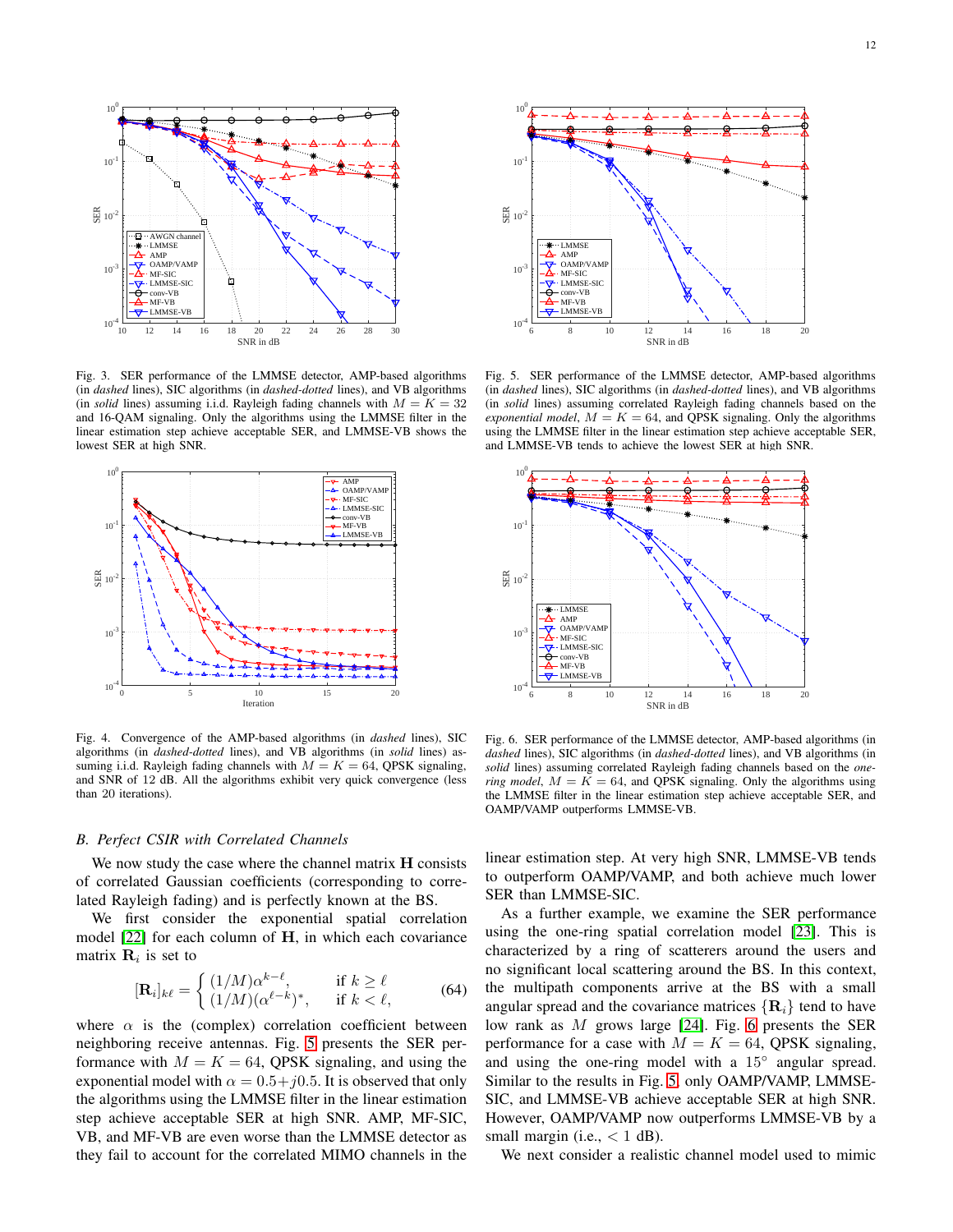Fig. 3. SER performance of the LMMSE detector, AMP-based algorithms (in *dashed* lines), SIC algorithms (in *dashed-dotted* lines), and VB algorithms (in *solid* lines) assuming i.i.d. Rayleigh fading channels with $M = K = 32$ and 16-QAM signaling. Only the algorithms using the LMMSE filter in the linear estimation step achieve acceptable SER, and LMMSE-VB shows the lowest SER at high SNR.

Fig. 5. SER performance of the LMMSE detector, AMP-based algorithms (in *dashed* lines), SIC algorithms (in *dashed-dotted* lines), and VB algorithms (in *solid* lines) assuming correlated Rayleigh fading channels based on the *exponential model*, $M = K = 64$, and QPSK signaling. Only the algorithms using the LMMSE filter in the linear estimation step achieve acceptable SER, and LMMSE-VB tends to achieve the lowest SER at high SNR.

Fig. 4. Convergence of the AMP-based algorithms (in *dashed* lines), SIC algorithms (in *dashed-dotted* lines), and VB algorithms (in *solid* lines) assuming i.i.d. Rayleigh fading channels with $M = K = 64$, QPSK signaling, and SNR of 12 dB. All the algorithms exhibit very quick convergence (less than 20 iterations).

Fig. 6. SER performance of the LMMSE detector, AMP-based algorithms (in *dashed* lines), SIC algorithms (in *dashed-dotted* lines), and VB algorithms (in *solid* lines) assuming correlated Rayleigh fading channels based on the *one-ring model*, $M = K = 64$, and QPSK signaling. Only the algorithms using the LMMSE filter in the linear estimation step achieve acceptable SER, and OAMP/VAMP outperforms LMMSE-VB.

### B. Perfect CSIR with Correlated Channels

We now study the case where the channel matrix $\mathbf{H}$ consists of correlated Gaussian coefficients (corresponding to correlated Rayleigh fading) and is perfectly known at the BS.

We first consider the exponential spatial correlation model [22] for each column of $\mathbf{H}$, in which each covariance matrix $\mathbf{R}_i$ is set to

$$[\mathbf{R}_i]_{k\ell} = \begin{cases} (1/M)\alpha^{k-\ell}, & \text{if } k \geq \ell \\ (1/M)(\alpha^{\ell-k})^*, & \text{if } k < \ell, \end{cases} \tag{64}$$

where $\alpha$ is the (complex) correlation coefficient between neighboring receive antennas. Fig. 5 presents the SER performance with $M = K = 64$, QPSK signaling, and using the exponential model with $\alpha = 0.5+j0.5$. It is observed that only the algorithms using the LMMSE filter in the linear estimation step achieve acceptable SER at high SNR. AMP, MF-SIC, VB, and MF-VB are even worse than the LMMSE detector as they fail to account for the correlated MIMO channels in the linear estimation step. At very high SNR, LMMSE-VB tends to outperform OAMP/VAMP, and both achieve much lower SER than LMMSE-SIC.

As a further example, we examine the SER performance using the one-ring spatial correlation model [23]. This is characterized by a ring of scatterers around the users and no significant local scattering around the BS. In this context, the multipath components arrive at the BS with a small angular spread and the covariance matrices $\{\mathbf{R}_i\}$ tend to have low rank as $M$ grows large [24]. Fig. 6 presents the SER performance for a case with $M = K = 64$, QPSK signaling, and using the one-ring model with a $15^\circ$ angular spread. Similar to the results in Fig. 5, only OAMP/VAMP, LMMSE-SIC, and LMMSE-VB achieve acceptable SER at high SNR. However, OAMP/VAMP now outperforms LMMSE-VB by a small margin (i.e., $< 1$ dB).

We next consider a realistic channel model used to mimic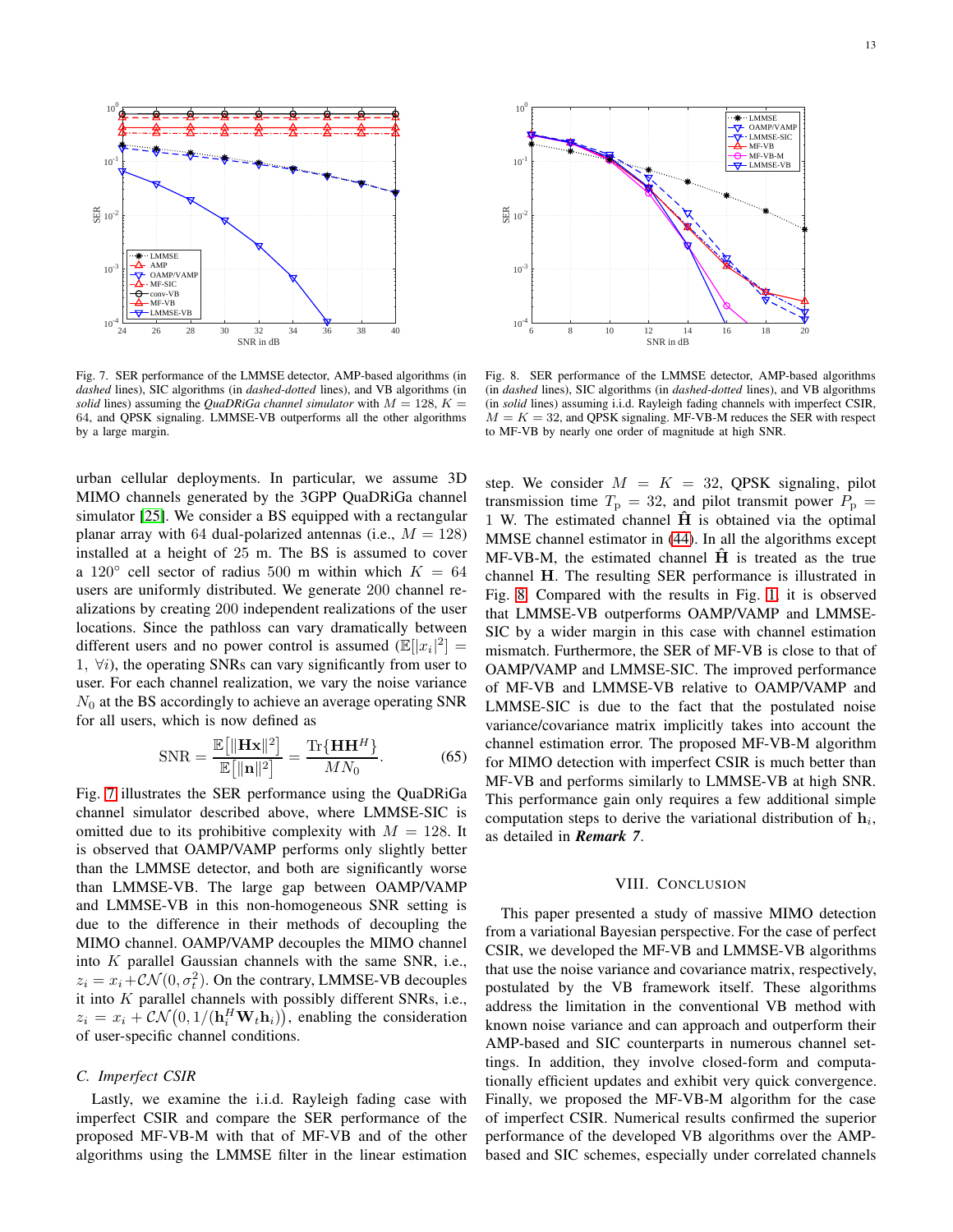Fig. 7. SER performance of the LMMSE detector, AMP-based algorithms (in *dashed* lines), SIC algorithms (in *dashed-dotted* lines), and VB algorithms (in *solid* lines) assuming the *QuaDRiGa channel simulator* with $M = 128$, $K = 64$, and QPSK signaling. LMMSE-VB outperforms all the other algorithms by a large margin.

Fig. 8. SER performance of the LMMSE detector, AMP-based algorithms (in *dashed* lines), SIC algorithms (in *dashed-dotted* lines), and VB algorithms (in *solid* lines) assuming i.i.d. Rayleigh fading channels with imperfect CSIR, $M = K = 32$, and QPSK signaling. MF-VB-M reduces the SER with respect to MF-VB by nearly one order of magnitude at high SNR.

urban cellular deployments. In particular, we assume 3D MIMO channels generated by the 3GPP QuaDRiGa channel simulator [25]. We consider a BS equipped with a rectangular planar array with 64 dual-polarized antennas (i.e., $M = 128$) installed at a height of 25 m. The BS is assumed to cover a 120° cell sector of radius 500 m within which $K = 64$ users are uniformly distributed. We generate 200 channel realizations by creating 200 independent realizations of the user locations. Since the pathloss can vary dramatically between different users and no power control is assumed ($\mathbb{E}[|x_i|^2] = 1,\ \forall i$), the operating SNRs can vary significantly from user to user. For each channel realization, we vary the noise variance $N_0$ at the BS accordingly to achieve an average operating SNR for all users, which is now defined as

$$\text{SNR} = \frac{\mathbb{E}\big[\|\mathbf{H}\mathbf{x}\|^2\big]}{\mathbb{E}\big[\|\mathbf{n}\|^2\big]} = \frac{\text{Tr}\{\mathbf{H}\mathbf{H}^H\}}{MN_0}. \tag{65}$$

Fig. 7 illustrates the SER performance using the QuaDRiGa channel simulator described above, where LMMSE-SIC is omitted due to its prohibitive complexity with $M = 128$. It is observed that OAMP/VAMP performs only slightly better than the LMMSE detector, and both are significantly worse than LMMSE-VB. The large gap between OAMP/VAMP and LMMSE-VB in this non-homogeneous SNR setting is due to the difference in their methods of decoupling the MIMO channel. OAMP/VAMP decouples the MIMO channel into $K$ parallel Gaussian channels with the same SNR, i.e., $z_i = x_i + \mathcal{CN}(0, \sigma_t^2)$. On the contrary, LMMSE-VB decouples it into $K$ parallel channels with possibly different SNRs, i.e., $z_i = x_i + \mathcal{CN}\big(0, 1/(\mathbf{h}_i^H \mathbf{W}_t \mathbf{h}_i)\big)$, enabling the consideration of user-specific channel conditions.

### C. Imperfect CSIR

Lastly, we examine the i.i.d. Rayleigh fading case with imperfect CSIR and compare the SER performance of the proposed MF-VB-M with that of MF-VB and of the other algorithms using the LMMSE filter in the linear estimation step. We consider $M = K = 32$, QPSK signaling, pilot transmission time $T_\text{p} = 32$, and pilot transmit power $P_\text{p} = 1$ W. The estimated channel $\hat{\mathbf{H}}$ is obtained via the optimal MMSE channel estimator in (44). In all the algorithms except MF-VB-M, the estimated channel $\hat{\mathbf{H}}$ is treated as the true channel $\mathbf{H}$. The resulting SER performance is illustrated in Fig. 8. Compared with the results in Fig. 1, it is observed that LMMSE-VB outperforms OAMP/VAMP and LMMSE-SIC by a wider margin in this case with channel estimation mismatch. Furthermore, the SER of MF-VB is close to that of OAMP/VAMP and LMMSE-SIC. The improved performance of MF-VB and LMMSE-VB relative to OAMP/VAMP and LMMSE-SIC is due to the fact that the postulated noise variance/covariance matrix implicitly takes into account the channel estimation error. The proposed MF-VB-M algorithm for MIMO detection with imperfect CSIR is much better than MF-VB and performs similarly to LMMSE-VB at high SNR. This performance gain only requires a few additional simple computation steps to derive the variational distribution of $\mathbf{h}_i$, as detailed in ***Remark 7***.

## VIII. Conclusion

This paper presented a study of massive MIMO detection from a variational Bayesian perspective. For the case of perfect CSIR, we developed the MF-VB and LMMSE-VB algorithms that use the noise variance and covariance matrix, respectively, postulated by the VB framework itself. These algorithms address the limitation in the conventional VB method with known noise variance and can approach and outperform their AMP-based and SIC counterparts in numerous channel settings. In addition, they involve closed-form and computationally efficient updates and exhibit very quick convergence. Finally, we proposed the MF-VB-M algorithm for the case of imperfect CSIR. Numerical results confirmed the superior performance of the developed VB algorithms over the AMP-based and SIC schemes, especially under correlated channels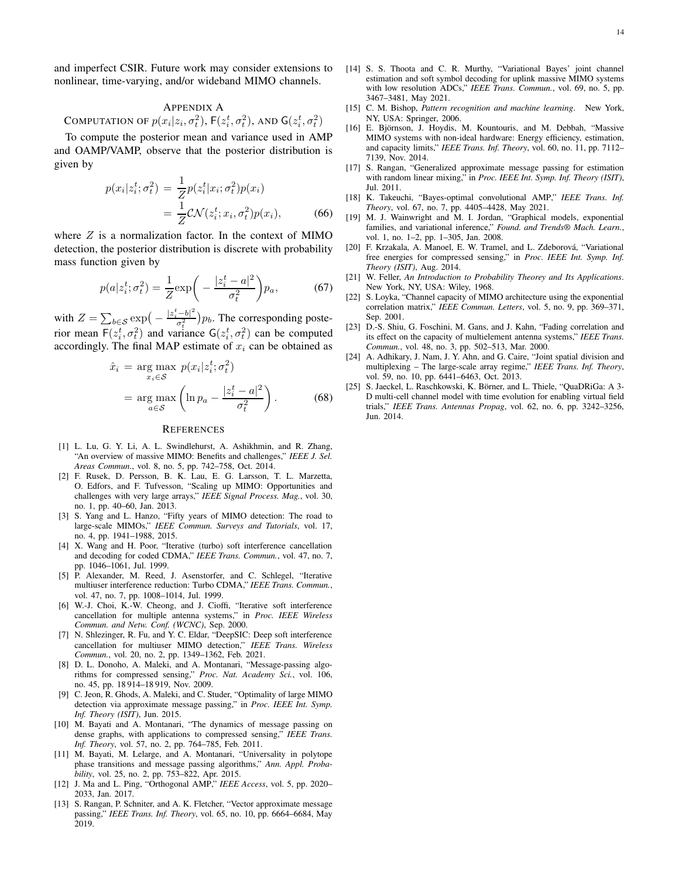and imperfect CSIR. Future work may consider extensions to nonlinear, time-varying, and/or wideband MIMO channels.

## Appendix A
## Computation of $p(x_i|z_i, \sigma_t^2)$, $\mathsf{F}(z_i^t, \sigma_t^2)$, and $\mathsf{G}(z_i^t, \sigma_t^2)$

To compute the posterior mean and variance used in AMP and OAMP/VAMP, observe that the posterior distribution is given by

$$
\begin{aligned}
p(x_i|z_i^t;\sigma_t^2) &= \frac{1}{Z} p(z_i^t|x_i;\sigma_t^2)p(x_i) \\
&= \frac{1}{Z}\mathcal{CN}(z_i^t; x_i, \sigma_t^2)p(x_i),
\end{aligned} \tag{66}
$$

where $Z$ is a normalization factor. In the context of MIMO detection, the posterior distribution is discrete with probability mass function given by

$$
p(a|z_i^t;\sigma_t^2) = \frac{1}{Z}\exp\left( -\frac{|z_i^t - a|^2}{\sigma_t^2}\right) p_a, \tag{67}
$$

with $Z = \sum_{b\in\mathcal{S}} \exp\big( -\frac{|z_i^t - b|^2}{\sigma_t^2}\big) p_b$. The corresponding posterior mean $\mathsf{F}(z_i^t, \sigma_t^2)$ and variance $\mathsf{G}(z_i^t, \sigma_t^2)$ can be computed accordingly. The final MAP estimate of $x_i$ can be obtained as

$$
\begin{aligned}
\hat{x}_i &= \arg\max_{x_i\in\mathcal{S}} \; p(x_i|z_i^t;\sigma_t^2) \\
&= \arg\max_{a\in\mathcal{S}} \left( \ln p_a - \frac{|z_i^t - a|^2}{\sigma_t^2}\right).
\end{aligned} \tag{68}
$$

## References

[1] L. Lu, G. Y. Li, A. L. Swindlehurst, A. Ashikhmin, and R. Zhang, "An overview of massive MIMO: Benefits and challenges," *IEEE J. Sel. Areas Commun.*, vol. 8, no. 5, pp. 742–758, Oct. 2014.

[2] F. Rusek, D. Persson, B. K. Lau, E. G. Larsson, T. L. Marzetta, O. Edfors, and F. Tufvesson, "Scaling up MIMO: Opportunities and challenges with very large arrays," *IEEE Signal Process. Mag.*, vol. 30, no. 1, pp. 40–60, Jan. 2013.

[3] S. Yang and L. Hanzo, "Fifty years of MIMO detection: The road to large-scale MIMOs," *IEEE Commun. Surveys and Tutorials*, vol. 17, no. 4, pp. 1941–1988, 2015.

[4] X. Wang and H. Poor, "Iterative (turbo) soft interference cancellation and decoding for coded CDMA," *IEEE Trans. Commun.*, vol. 47, no. 7, pp. 1046–1061, Jul. 1999.

[5] P. Alexander, M. Reed, J. Asenstorfer, and C. Schlegel, "Iterative multiuser interference reduction: Turbo CDMA," *IEEE Trans. Commun.*, vol. 47, no. 7, pp. 1008–1014, Jul. 1999.

[6] W.-J. Choi, K.-W. Cheong, and J. Cioffi, "Iterative soft interference cancellation for multiple antenna systems," in *Proc. IEEE Wireless Commun. and Netw. Conf. (WCNC)*, Sep. 2000.

[7] N. Shlezinger, R. Fu, and Y. C. Eldar, "DeepSIC: Deep soft interference cancellation for multiuser MIMO detection," *IEEE Trans. Wireless Commun.*, vol. 20, no. 2, pp. 1349–1362, Feb. 2021.

[8] D. L. Donoho, A. Maleki, and A. Montanari, "Message-passing algorithms for compressed sensing," *Proc. Nat. Academy Sci.*, vol. 106, no. 45, pp. 18 914–18 919, Nov. 2009.

[9] C. Jeon, R. Ghods, A. Maleki, and C. Studer, "Optimality of large MIMO detection via approximate message passing," in *Proc. IEEE Int. Symp. Inf. Theory (ISIT)*, Jun. 2015.

[10] M. Bayati and A. Montanari, "The dynamics of message passing on dense graphs, with applications to compressed sensing," *IEEE Trans. Inf. Theory*, vol. 57, no. 2, pp. 764–785, Feb. 2011.

[11] M. Bayati, M. Lelarge, and A. Montanari, "Universality in polytope phase transitions and message passing algorithms," *Ann. Appl. Probability*, vol. 25, no. 2, pp. 753–822, Apr. 2015.

[12] J. Ma and L. Ping, "Orthogonal AMP," *IEEE Access*, vol. 5, pp. 2020–2033, Jan. 2017.

[13] S. Rangan, P. Schniter, and A. K. Fletcher, "Vector approximate message passing," *IEEE Trans. Inf. Theory*, vol. 65, no. 10, pp. 6664–6684, May 2019.

[14] S. S. Thoota and C. R. Murthy, "Variational Bayes' joint channel estimation and soft symbol decoding for uplink massive MIMO systems with low resolution ADCs," *IEEE Trans. Commun.*, vol. 69, no. 5, pp. 3467–3481, May 2021.

[15] C. M. Bishop, *Pattern recognition and machine learning*. New York, NY, USA: Springer, 2006.

[16] E. Björnson, J. Hoydis, M. Kountouris, and M. Debbah, "Massive MIMO systems with non-ideal hardware: Energy efficiency, estimation, and capacity limits," *IEEE Trans. Inf. Theory*, vol. 60, no. 11, pp. 7112–7139, Nov. 2014.

[17] S. Rangan, "Generalized approximate message passing for estimation with random linear mixing," in *Proc. IEEE Int. Symp. Inf. Theory (ISIT)*, Jul. 2011.

[18] K. Takeuchi, "Bayes-optimal convolutional AMP," *IEEE Trans. Inf. Theory*, vol. 67, no. 7, pp. 4405–4428, May 2021.

[19] M. J. Wainwright and M. I. Jordan, "Graphical models, exponential families, and variational inference," *Found. and Trends® Mach. Learn.*, vol. 1, no. 1–2, pp. 1–305, Jan. 2008.

[20] F. Krzakala, A. Manoel, E. W. Tramel, and L. Zdeborová, "Variational free energies for compressed sensing," in *Proc. IEEE Int. Symp. Inf. Theory (ISIT)*, Aug. 2014.

[21] W. Feller, *An Introduction to Probability Theorey and Its Applications*. New York, NY, USA: Wiley, 1968.

[22] S. Loyka, "Channel capacity of MIMO architecture using the exponential correlation matrix," *IEEE Commun. Letters*, vol. 5, no. 9, pp. 369–371, Sep. 2001.

[23] D.-S. Shiu, G. Foschini, M. Gans, and J. Kahn, "Fading correlation and its effect on the capacity of multielement antenna systems," *IEEE Trans. Commun.*, vol. 48, no. 3, pp. 502–513, Mar. 2000.

[24] A. Adhikary, J. Nam, J. Y. Ahn, and G. Caire, "Joint spatial division and multiplexing – The large-scale array regime," *IEEE Trans. Inf. Theory*, vol. 59, no. 10, pp. 6441–6463, Oct. 2013.

[25] S. Jaeckel, L. Raschkowski, K. Börner, and L. Thiele, "QuaDRiGa: A 3-D multi-cell channel model with time evolution for enabling virtual field trials," *IEEE Trans. Antennas Propag*, vol. 62, no. 6, pp. 3242–3256, Jun. 2014.